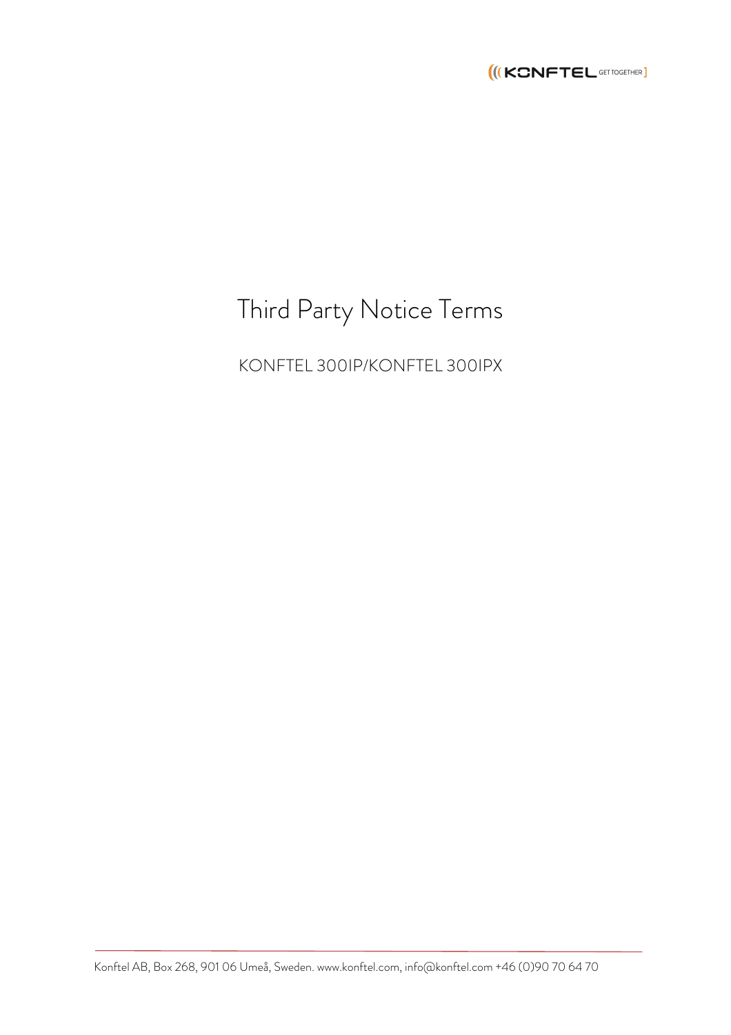# Third Party Notice Terms

KONFTEL 300IP/KONFTEL 300IPX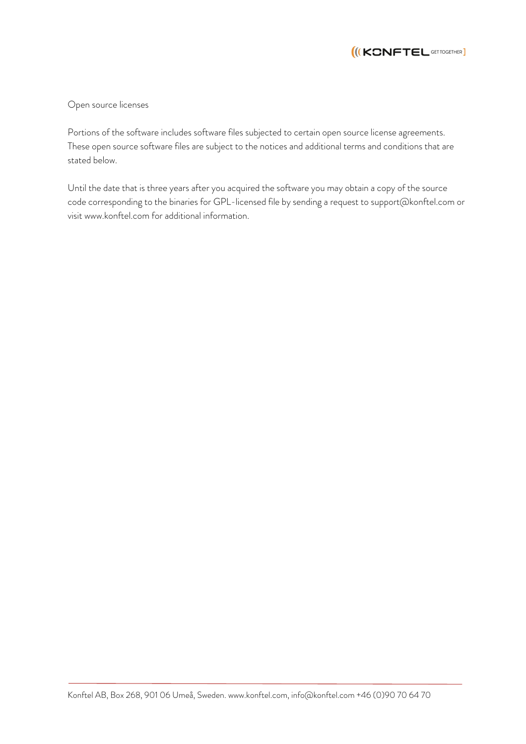Open source licenses

Portions of the software includes software files subjected to certain open source license agreements. These open source software files are subject to the notices and additional terms and conditions that are stated below.

Until the date that is three years after you acquired the software you may obtain a copy of the source code corresponding to the binaries for GPL-licensed file by sending a request to support@konftel.com or visit www.konftel.com for additional information.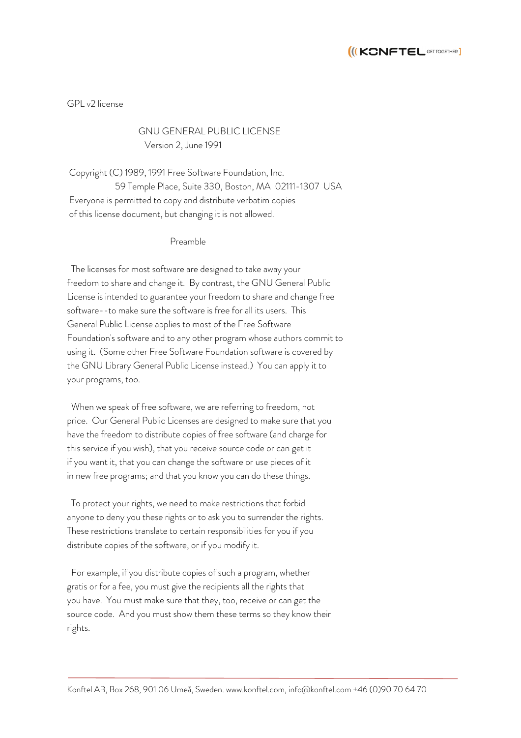GPL v2 license

## GNU GENERAL PUBLIC LICENSE

Version 2, June 1991

Copyright (C) 1989, 1991 Free Software Foundation, Inc.
59 Temple Place, Suite 330, Boston, MA 02111-1307 USA
Everyone is permitted to copy and distribute verbatim copies
of this license document, but changing it is not allowed.

### Preamble

The licenses for most software are designed to take away your freedom to share and change it. By contrast, the GNU General Public License is intended to guarantee your freedom to share and change free software--to make sure the software is free for all its users. This General Public License applies to most of the Free Software Foundation's software and to any other program whose authors commit to using it. (Some other Free Software Foundation software is covered by the GNU Library General Public License instead.) You can apply it to your programs, too.

When we speak of free software, we are referring to freedom, not price. Our General Public Licenses are designed to make sure that you have the freedom to distribute copies of free software (and charge for this service if you wish), that you receive source code or can get it if you want it, that you can change the software or use pieces of it in new free programs; and that you know you can do these things.

To protect your rights, we need to make restrictions that forbid anyone to deny you these rights or to ask you to surrender the rights. These restrictions translate to certain responsibilities for you if you distribute copies of the software, or if you modify it.

For example, if you distribute copies of such a program, whether gratis or for a fee, you must give the recipients all the rights that you have. You must make sure that they, too, receive or can get the source code. And you must show them these terms so they know their rights.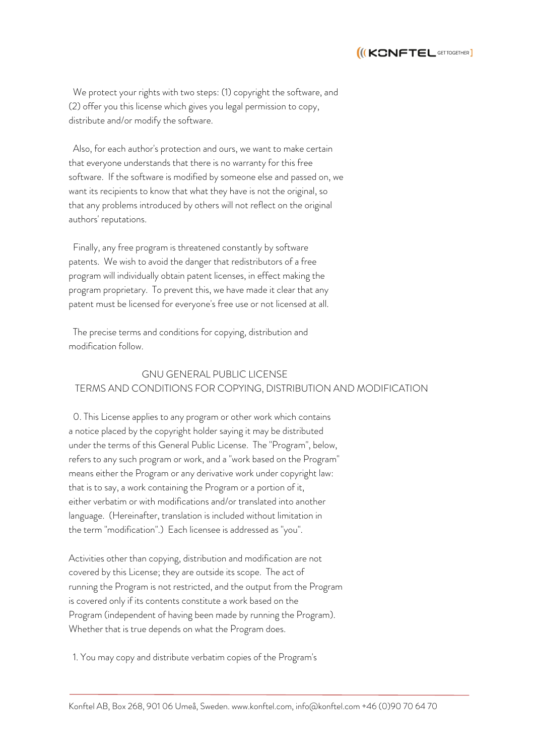We protect your rights with two steps: (1) copyright the software, and (2) offer you this license which gives you legal permission to copy, distribute and/or modify the software.

Also, for each author's protection and ours, we want to make certain that everyone understands that there is no warranty for this free software. If the software is modified by someone else and passed on, we want its recipients to know that what they have is not the original, so that any problems introduced by others will not reflect on the original authors' reputations.

Finally, any free program is threatened constantly by software patents. We wish to avoid the danger that redistributors of a free program will individually obtain patent licenses, in effect making the program proprietary. To prevent this, we have made it clear that any patent must be licensed for everyone's free use or not licensed at all.

The precise terms and conditions for copying, distribution and modification follow.

## GNU GENERAL PUBLIC LICENSE
## TERMS AND CONDITIONS FOR COPYING, DISTRIBUTION AND MODIFICATION

0. This License applies to any program or other work which contains a notice placed by the copyright holder saying it may be distributed under the terms of this General Public License. The "Program", below, refers to any such program or work, and a "work based on the Program" means either the Program or any derivative work under copyright law: that is to say, a work containing the Program or a portion of it, either verbatim or with modifications and/or translated into another language. (Hereinafter, translation is included without limitation in the term "modification".) Each licensee is addressed as "you".

Activities other than copying, distribution and modification are not covered by this License; they are outside its scope. The act of running the Program is not restricted, and the output from the Program is covered only if its contents constitute a work based on the Program (independent of having been made by running the Program). Whether that is true depends on what the Program does.

1. You may copy and distribute verbatim copies of the Program's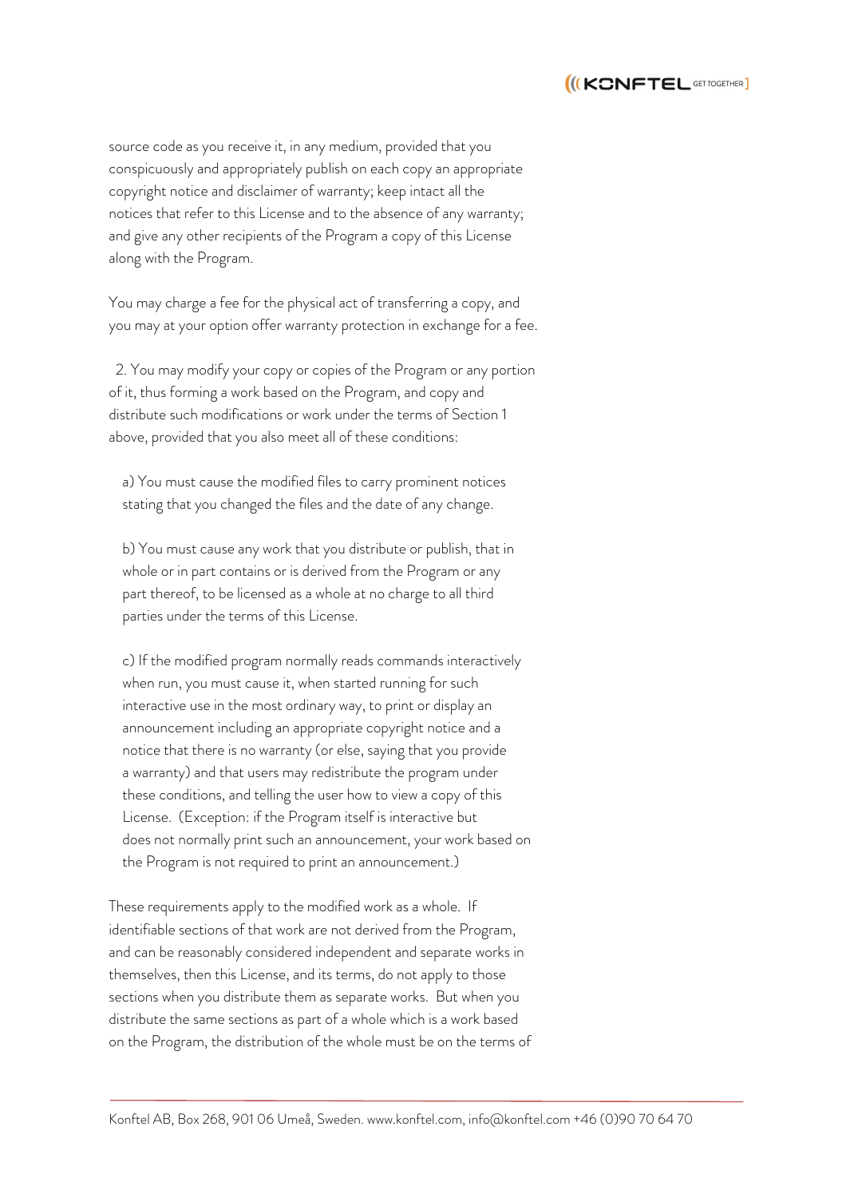source code as you receive it, in any medium, provided that you conspicuously and appropriately publish on each copy an appropriate copyright notice and disclaimer of warranty; keep intact all the notices that refer to this License and to the absence of any warranty; and give any other recipients of the Program a copy of this License along with the Program.

You may charge a fee for the physical act of transferring a copy, and you may at your option offer warranty protection in exchange for a fee.

2. You may modify your copy or copies of the Program or any portion of it, thus forming a work based on the Program, and copy and distribute such modifications or work under the terms of Section 1 above, provided that you also meet all of these conditions:

a) You must cause the modified files to carry prominent notices stating that you changed the files and the date of any change.

b) You must cause any work that you distribute or publish, that in whole or in part contains or is derived from the Program or any part thereof, to be licensed as a whole at no charge to all third parties under the terms of this License.

c) If the modified program normally reads commands interactively when run, you must cause it, when started running for such interactive use in the most ordinary way, to print or display an announcement including an appropriate copyright notice and a notice that there is no warranty (or else, saying that you provide a warranty) and that users may redistribute the program under these conditions, and telling the user how to view a copy of this License. (Exception: if the Program itself is interactive but does not normally print such an announcement, your work based on the Program is not required to print an announcement.)

These requirements apply to the modified work as a whole. If identifiable sections of that work are not derived from the Program, and can be reasonably considered independent and separate works in themselves, then this License, and its terms, do not apply to those sections when you distribute them as separate works. But when you distribute the same sections as part of a whole which is a work based on the Program, the distribution of the whole must be on the terms of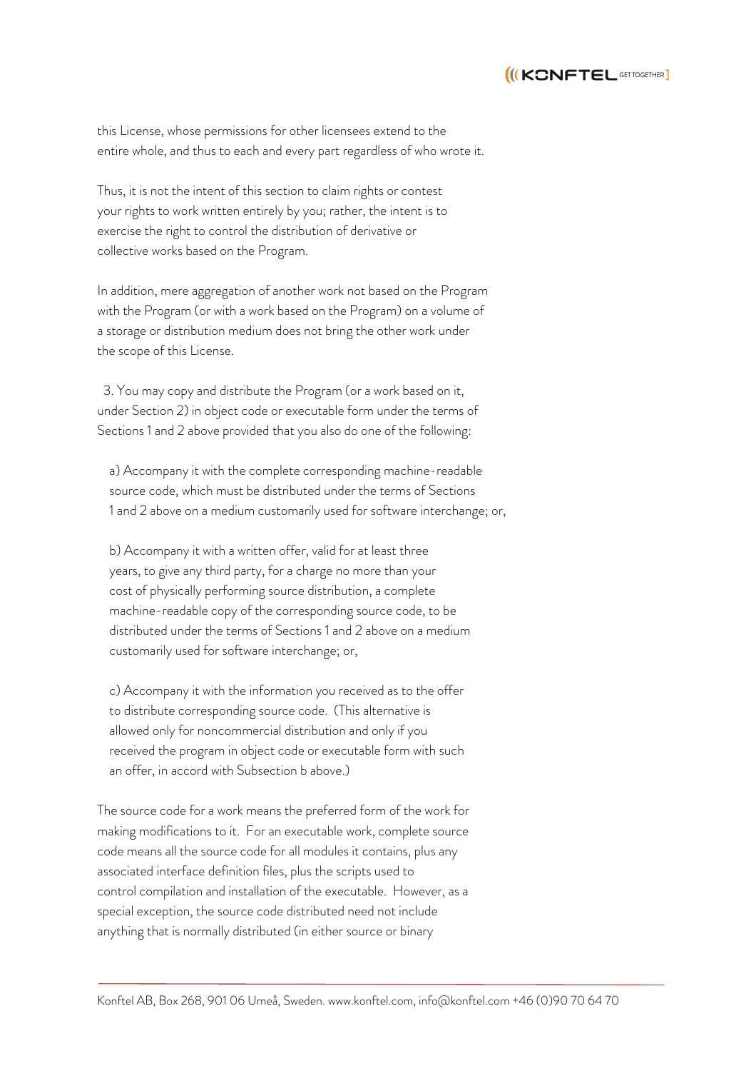this License, whose permissions for other licensees extend to the entire whole, and thus to each and every part regardless of who wrote it.

Thus, it is not the intent of this section to claim rights or contest your rights to work written entirely by you; rather, the intent is to exercise the right to control the distribution of derivative or collective works based on the Program.

In addition, mere aggregation of another work not based on the Program with the Program (or with a work based on the Program) on a volume of a storage or distribution medium does not bring the other work under the scope of this License.

3. You may copy and distribute the Program (or a work based on it, under Section 2) in object code or executable form under the terms of Sections 1 and 2 above provided that you also do one of the following:

a) Accompany it with the complete corresponding machine-readable source code, which must be distributed under the terms of Sections 1 and 2 above on a medium customarily used for software interchange; or,

b) Accompany it with a written offer, valid for at least three years, to give any third party, for a charge no more than your cost of physically performing source distribution, a complete machine-readable copy of the corresponding source code, to be distributed under the terms of Sections 1 and 2 above on a medium customarily used for software interchange; or,

c) Accompany it with the information you received as to the offer to distribute corresponding source code. (This alternative is allowed only for noncommercial distribution and only if you received the program in object code or executable form with such an offer, in accord with Subsection b above.)

The source code for a work means the preferred form of the work for making modifications to it. For an executable work, complete source code means all the source code for all modules it contains, plus any associated interface definition files, plus the scripts used to control compilation and installation of the executable. However, as a special exception, the source code distributed need not include anything that is normally distributed (in either source or binary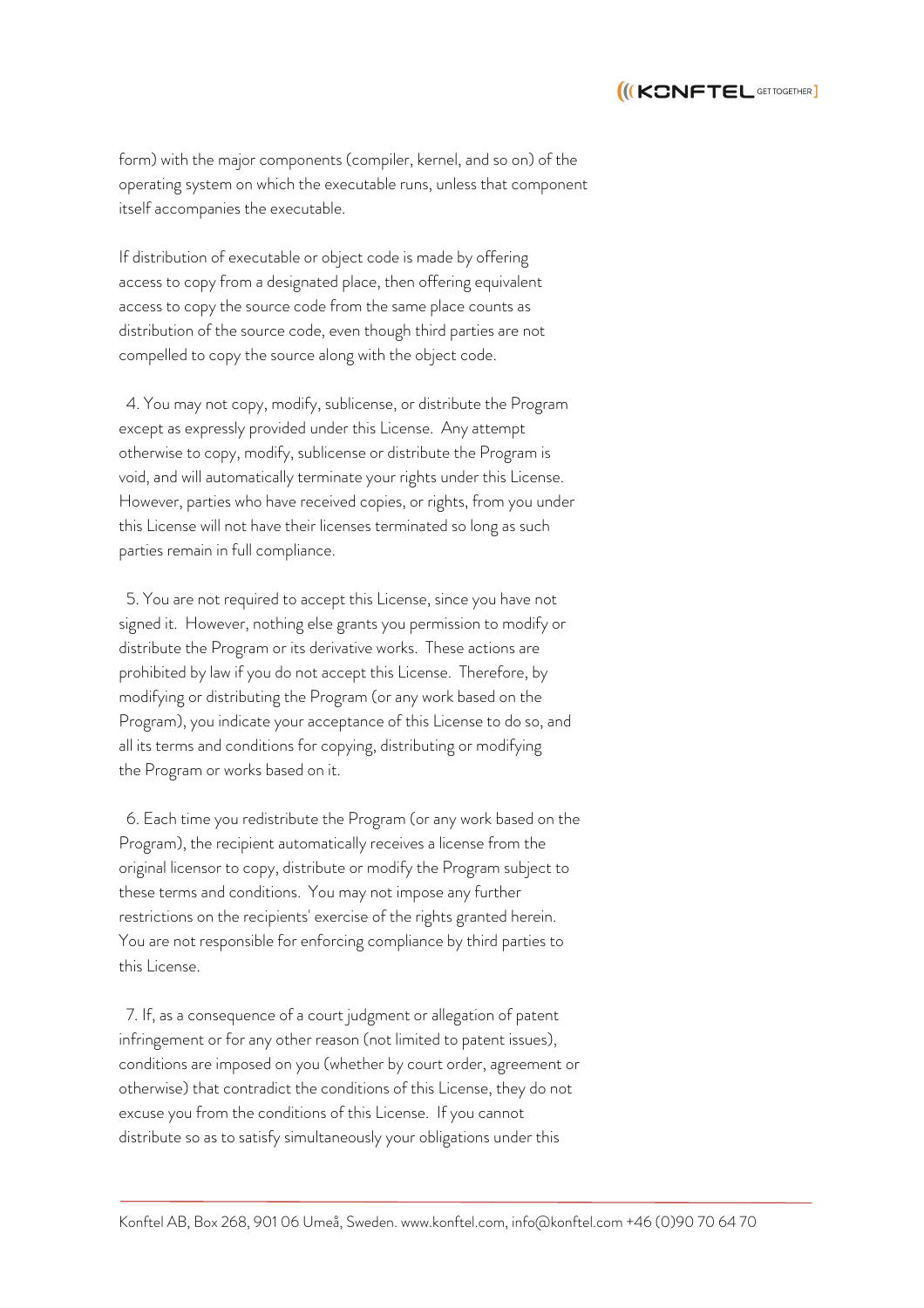form) with the major components (compiler, kernel, and so on) of the operating system on which the executable runs, unless that component itself accompanies the executable.

If distribution of executable or object code is made by offering access to copy from a designated place, then offering equivalent access to copy the source code from the same place counts as distribution of the source code, even though third parties are not compelled to copy the source along with the object code.

4. You may not copy, modify, sublicense, or distribute the Program except as expressly provided under this License. Any attempt otherwise to copy, modify, sublicense or distribute the Program is void, and will automatically terminate your rights under this License. However, parties who have received copies, or rights, from you under this License will not have their licenses terminated so long as such parties remain in full compliance.

5. You are not required to accept this License, since you have not signed it. However, nothing else grants you permission to modify or distribute the Program or its derivative works. These actions are prohibited by law if you do not accept this License. Therefore, by modifying or distributing the Program (or any work based on the Program), you indicate your acceptance of this License to do so, and all its terms and conditions for copying, distributing or modifying the Program or works based on it.

6. Each time you redistribute the Program (or any work based on the Program), the recipient automatically receives a license from the original licensor to copy, distribute or modify the Program subject to these terms and conditions. You may not impose any further restrictions on the recipients' exercise of the rights granted herein. You are not responsible for enforcing compliance by third parties to this License.

7. If, as a consequence of a court judgment or allegation of patent infringement or for any other reason (not limited to patent issues), conditions are imposed on you (whether by court order, agreement or otherwise) that contradict the conditions of this License, they do not excuse you from the conditions of this License. If you cannot distribute so as to satisfy simultaneously your obligations under this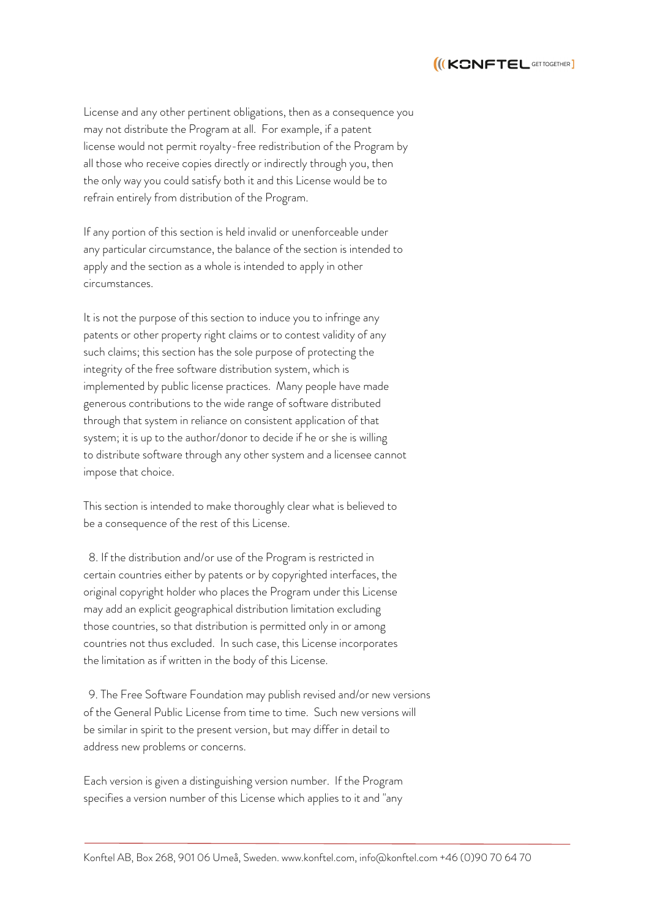License and any other pertinent obligations, then as a consequence you may not distribute the Program at all. For example, if a patent license would not permit royalty-free redistribution of the Program by all those who receive copies directly or indirectly through you, then the only way you could satisfy both it and this License would be to refrain entirely from distribution of the Program.

If any portion of this section is held invalid or unenforceable under any particular circumstance, the balance of the section is intended to apply and the section as a whole is intended to apply in other circumstances.

It is not the purpose of this section to induce you to infringe any patents or other property right claims or to contest validity of any such claims; this section has the sole purpose of protecting the integrity of the free software distribution system, which is implemented by public license practices. Many people have made generous contributions to the wide range of software distributed through that system in reliance on consistent application of that system; it is up to the author/donor to decide if he or she is willing to distribute software through any other system and a licensee cannot impose that choice.

This section is intended to make thoroughly clear what is believed to be a consequence of the rest of this License.

8. If the distribution and/or use of the Program is restricted in certain countries either by patents or by copyrighted interfaces, the original copyright holder who places the Program under this License may add an explicit geographical distribution limitation excluding those countries, so that distribution is permitted only in or among countries not thus excluded. In such case, this License incorporates the limitation as if written in the body of this License.

9. The Free Software Foundation may publish revised and/or new versions of the General Public License from time to time. Such new versions will be similar in spirit to the present version, but may differ in detail to address new problems or concerns.

Each version is given a distinguishing version number. If the Program specifies a version number of this License which applies to it and "any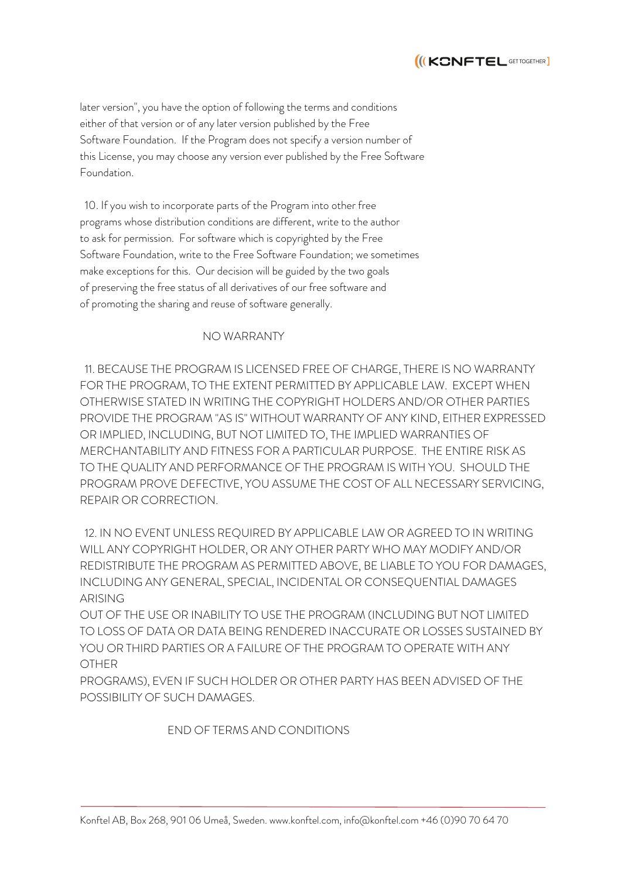later version", you have the option of following the terms and conditions either of that version or of any later version published by the Free Software Foundation. If the Program does not specify a version number of this License, you may choose any version ever published by the Free Software Foundation.

10. If you wish to incorporate parts of the Program into other free programs whose distribution conditions are different, write to the author to ask for permission. For software which is copyrighted by the Free Software Foundation, write to the Free Software Foundation; we sometimes make exceptions for this. Our decision will be guided by the two goals of preserving the free status of all derivatives of our free software and of promoting the sharing and reuse of software generally.

## NO WARRANTY

11. BECAUSE THE PROGRAM IS LICENSED FREE OF CHARGE, THERE IS NO WARRANTY FOR THE PROGRAM, TO THE EXTENT PERMITTED BY APPLICABLE LAW. EXCEPT WHEN OTHERWISE STATED IN WRITING THE COPYRIGHT HOLDERS AND/OR OTHER PARTIES PROVIDE THE PROGRAM "AS IS" WITHOUT WARRANTY OF ANY KIND, EITHER EXPRESSED OR IMPLIED, INCLUDING, BUT NOT LIMITED TO, THE IMPLIED WARRANTIES OF MERCHANTABILITY AND FITNESS FOR A PARTICULAR PURPOSE. THE ENTIRE RISK AS TO THE QUALITY AND PERFORMANCE OF THE PROGRAM IS WITH YOU. SHOULD THE PROGRAM PROVE DEFECTIVE, YOU ASSUME THE COST OF ALL NECESSARY SERVICING, REPAIR OR CORRECTION.

12. IN NO EVENT UNLESS REQUIRED BY APPLICABLE LAW OR AGREED TO IN WRITING WILL ANY COPYRIGHT HOLDER, OR ANY OTHER PARTY WHO MAY MODIFY AND/OR REDISTRIBUTE THE PROGRAM AS PERMITTED ABOVE, BE LIABLE TO YOU FOR DAMAGES, INCLUDING ANY GENERAL, SPECIAL, INCIDENTAL OR CONSEQUENTIAL DAMAGES ARISING OUT OF THE USE OR INABILITY TO USE THE PROGRAM (INCLUDING BUT NOT LIMITED TO LOSS OF DATA OR DATA BEING RENDERED INACCURATE OR LOSSES SUSTAINED BY YOU OR THIRD PARTIES OR A FAILURE OF THE PROGRAM TO OPERATE WITH ANY OTHER PROGRAMS), EVEN IF SUCH HOLDER OR OTHER PARTY HAS BEEN ADVISED OF THE POSSIBILITY OF SUCH DAMAGES.

END OF TERMS AND CONDITIONS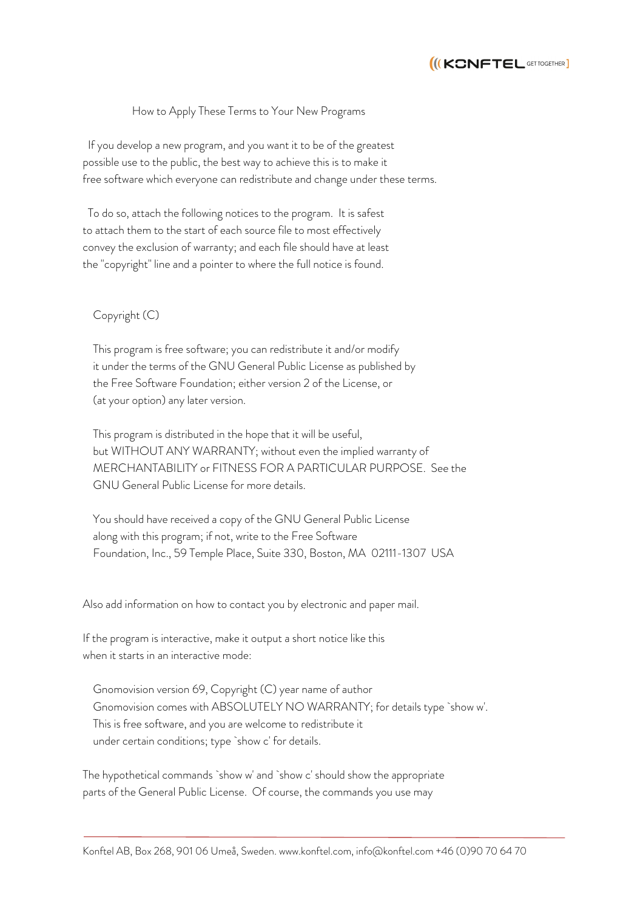## How to Apply These Terms to Your New Programs

If you develop a new program, and you want it to be of the greatest possible use to the public, the best way to achieve this is to make it free software which everyone can redistribute and change under these terms.

To do so, attach the following notices to the program. It is safest to attach them to the start of each source file to most effectively convey the exclusion of warranty; and each file should have at least the "copyright" line and a pointer to where the full notice is found.

```
Copyright (C)

This program is free software; you can redistribute it and/or modify
it under the terms of the GNU General Public License as published by
the Free Software Foundation; either version 2 of the License, or
(at your option) any later version.

This program is distributed in the hope that it will be useful,
but WITHOUT ANY WARRANTY; without even the implied warranty of
MERCHANTABILITY or FITNESS FOR A PARTICULAR PURPOSE.  See the
GNU General Public License for more details.

You should have received a copy of the GNU General Public License
along with this program; if not, write to the Free Software
Foundation, Inc., 59 Temple Place, Suite 330, Boston, MA  02111-1307  USA
```

Also add information on how to contact you by electronic and paper mail.

If the program is interactive, make it output a short notice like this when it starts in an interactive mode:

```
Gnomovision version 69, Copyright (C) year name of author
Gnomovision comes with ABSOLUTELY NO WARRANTY; for details type `show w'.
This is free software, and you are welcome to redistribute it
under certain conditions; type `show c' for details.
```

The hypothetical commands `show w' and `show c' should show the appropriate parts of the General Public License. Of course, the commands you use may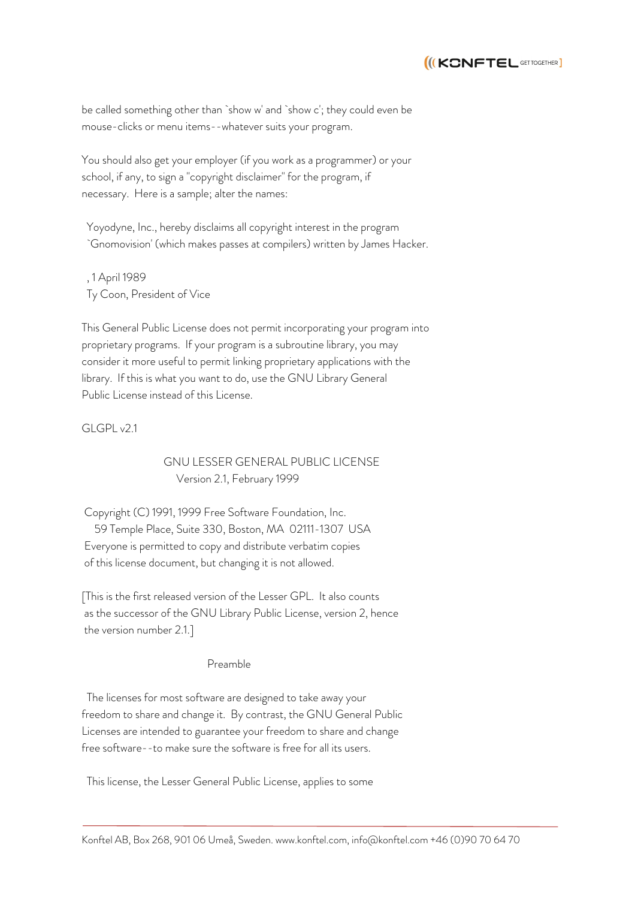be called something other than `show w' and `show c'; they could even be mouse-clicks or menu items--whatever suits your program.

You should also get your employer (if you work as a programmer) or your school, if any, to sign a "copyright disclaimer" for the program, if necessary. Here is a sample; alter the names:

Yoyodyne, Inc., hereby disclaims all copyright interest in the program `Gnomovision' (which makes passes at compilers) written by James Hacker.

, 1 April 1989
Ty Coon, President of Vice

This General Public License does not permit incorporating your program into proprietary programs. If your program is a subroutine library, you may consider it more useful to permit linking proprietary applications with the library. If this is what you want to do, use the GNU Library General Public License instead of this License.

GLGPL v2.1

GNU LESSER GENERAL PUBLIC LICENSE
Version 2.1, February 1999

Copyright (C) 1991, 1999 Free Software Foundation, Inc.
59 Temple Place, Suite 330, Boston, MA 02111-1307 USA
Everyone is permitted to copy and distribute verbatim copies
of this license document, but changing it is not allowed.

[This is the first released version of the Lesser GPL. It also counts as the successor of the GNU Library Public License, version 2, hence the version number 2.1.]

Preamble

The licenses for most software are designed to take away your freedom to share and change it. By contrast, the GNU General Public Licenses are intended to guarantee your freedom to share and change free software--to make sure the software is free for all its users.

This license, the Lesser General Public License, applies to some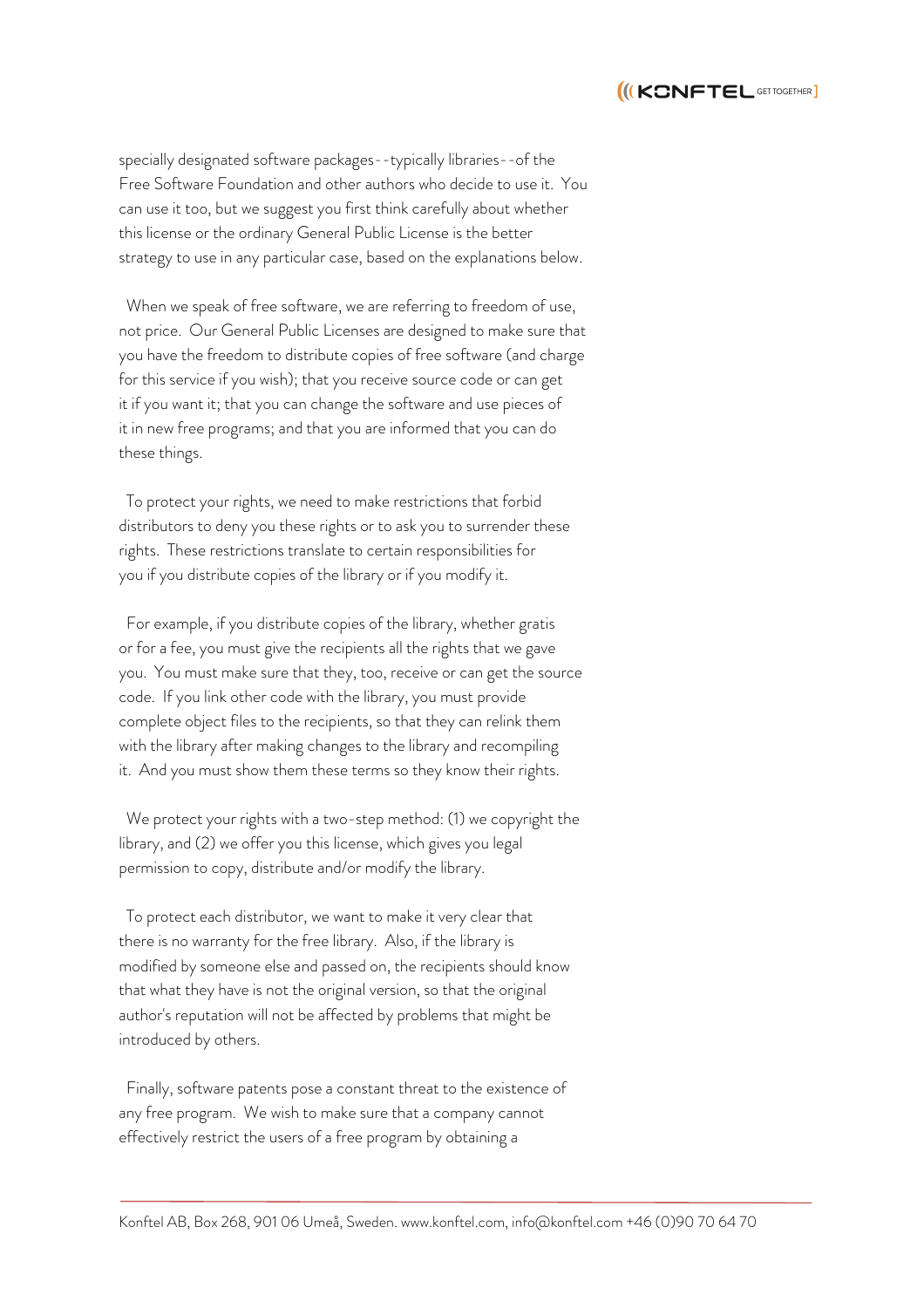specially designated software packages--typically libraries--of the Free Software Foundation and other authors who decide to use it. You can use it too, but we suggest you first think carefully about whether this license or the ordinary General Public License is the better strategy to use in any particular case, based on the explanations below.

When we speak of free software, we are referring to freedom of use, not price. Our General Public Licenses are designed to make sure that you have the freedom to distribute copies of free software (and charge for this service if you wish); that you receive source code or can get it if you want it; that you can change the software and use pieces of it in new free programs; and that you are informed that you can do these things.

To protect your rights, we need to make restrictions that forbid distributors to deny you these rights or to ask you to surrender these rights. These restrictions translate to certain responsibilities for you if you distribute copies of the library or if you modify it.

For example, if you distribute copies of the library, whether gratis or for a fee, you must give the recipients all the rights that we gave you. You must make sure that they, too, receive or can get the source code. If you link other code with the library, you must provide complete object files to the recipients, so that they can relink them with the library after making changes to the library and recompiling it. And you must show them these terms so they know their rights.

We protect your rights with a two-step method: (1) we copyright the library, and (2) we offer you this license, which gives you legal permission to copy, distribute and/or modify the library.

To protect each distributor, we want to make it very clear that there is no warranty for the free library. Also, if the library is modified by someone else and passed on, the recipients should know that what they have is not the original version, so that the original author's reputation will not be affected by problems that might be introduced by others.

Finally, software patents pose a constant threat to the existence of any free program. We wish to make sure that a company cannot effectively restrict the users of a free program by obtaining a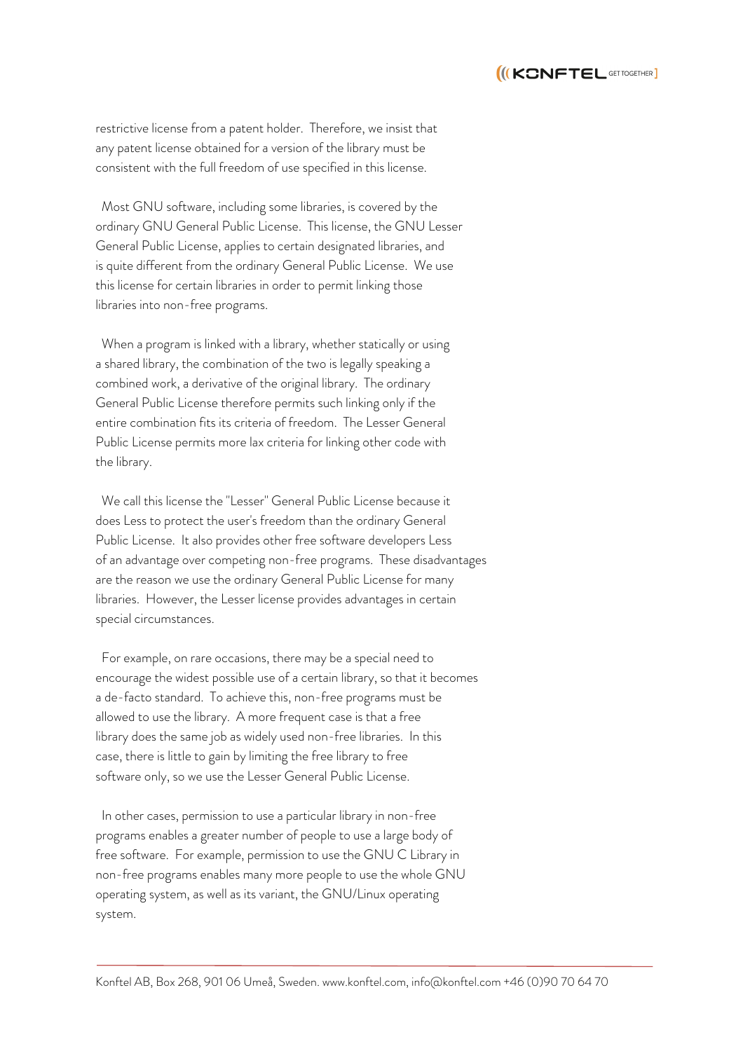restrictive license from a patent holder. Therefore, we insist that any patent license obtained for a version of the library must be consistent with the full freedom of use specified in this license.

Most GNU software, including some libraries, is covered by the ordinary GNU General Public License. This license, the GNU Lesser General Public License, applies to certain designated libraries, and is quite different from the ordinary General Public License. We use this license for certain libraries in order to permit linking those libraries into non-free programs.

When a program is linked with a library, whether statically or using a shared library, the combination of the two is legally speaking a combined work, a derivative of the original library. The ordinary General Public License therefore permits such linking only if the entire combination fits its criteria of freedom. The Lesser General Public License permits more lax criteria for linking other code with the library.

We call this license the "Lesser" General Public License because it does Less to protect the user's freedom than the ordinary General Public License. It also provides other free software developers Less of an advantage over competing non-free programs. These disadvantages are the reason we use the ordinary General Public License for many libraries. However, the Lesser license provides advantages in certain special circumstances.

For example, on rare occasions, there may be a special need to encourage the widest possible use of a certain library, so that it becomes a de-facto standard. To achieve this, non-free programs must be allowed to use the library. A more frequent case is that a free library does the same job as widely used non-free libraries. In this case, there is little to gain by limiting the free library to free software only, so we use the Lesser General Public License.

In other cases, permission to use a particular library in non-free programs enables a greater number of people to use a large body of free software. For example, permission to use the GNU C Library in non-free programs enables many more people to use the whole GNU operating system, as well as its variant, the GNU/Linux operating system.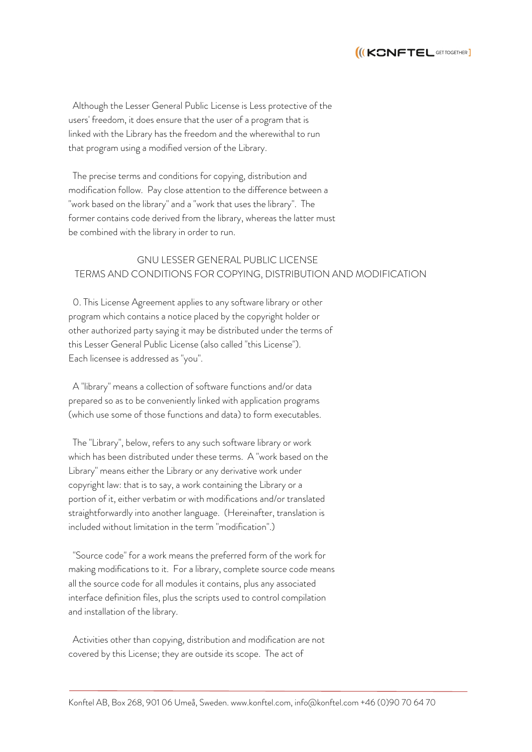Although the Lesser General Public License is Less protective of the users' freedom, it does ensure that the user of a program that is linked with the Library has the freedom and the wherewithal to run that program using a modified version of the Library.

The precise terms and conditions for copying, distribution and modification follow. Pay close attention to the difference between a "work based on the library" and a "work that uses the library". The former contains code derived from the library, whereas the latter must be combined with the library in order to run.

## GNU LESSER GENERAL PUBLIC LICENSE
## TERMS AND CONDITIONS FOR COPYING, DISTRIBUTION AND MODIFICATION

0. This License Agreement applies to any software library or other program which contains a notice placed by the copyright holder or other authorized party saying it may be distributed under the terms of this Lesser General Public License (also called "this License"). Each licensee is addressed as "you".

A "library" means a collection of software functions and/or data prepared so as to be conveniently linked with application programs (which use some of those functions and data) to form executables.

The "Library", below, refers to any such software library or work which has been distributed under these terms. A "work based on the Library" means either the Library or any derivative work under copyright law: that is to say, a work containing the Library or a portion of it, either verbatim or with modifications and/or translated straightforwardly into another language. (Hereinafter, translation is included without limitation in the term "modification".)

"Source code" for a work means the preferred form of the work for making modifications to it. For a library, complete source code means all the source code for all modules it contains, plus any associated interface definition files, plus the scripts used to control compilation and installation of the library.

Activities other than copying, distribution and modification are not covered by this License; they are outside its scope. The act of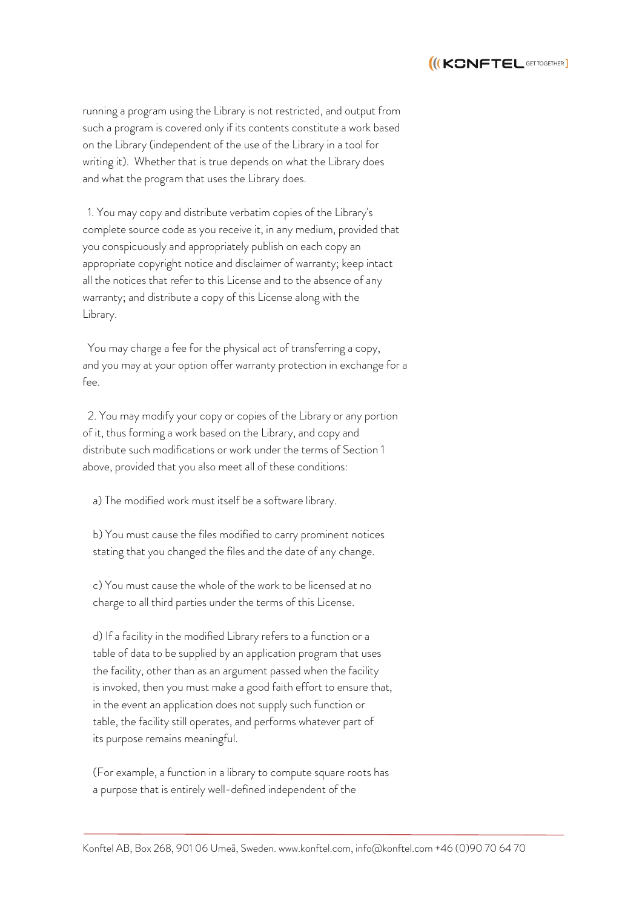running a program using the Library is not restricted, and output from such a program is covered only if its contents constitute a work based on the Library (independent of the use of the Library in a tool for writing it). Whether that is true depends on what the Library does and what the program that uses the Library does.

1. You may copy and distribute verbatim copies of the Library's complete source code as you receive it, in any medium, provided that you conspicuously and appropriately publish on each copy an appropriate copyright notice and disclaimer of warranty; keep intact all the notices that refer to this License and to the absence of any warranty; and distribute a copy of this License along with the Library.

You may charge a fee for the physical act of transferring a copy, and you may at your option offer warranty protection in exchange for a fee.

2. You may modify your copy or copies of the Library or any portion of it, thus forming a work based on the Library, and copy and distribute such modifications or work under the terms of Section 1 above, provided that you also meet all of these conditions:

a) The modified work must itself be a software library.

b) You must cause the files modified to carry prominent notices stating that you changed the files and the date of any change.

c) You must cause the whole of the work to be licensed at no charge to all third parties under the terms of this License.

d) If a facility in the modified Library refers to a function or a table of data to be supplied by an application program that uses the facility, other than as an argument passed when the facility is invoked, then you must make a good faith effort to ensure that, in the event an application does not supply such function or table, the facility still operates, and performs whatever part of its purpose remains meaningful.

(For example, a function in a library to compute square roots has a purpose that is entirely well-defined independent of the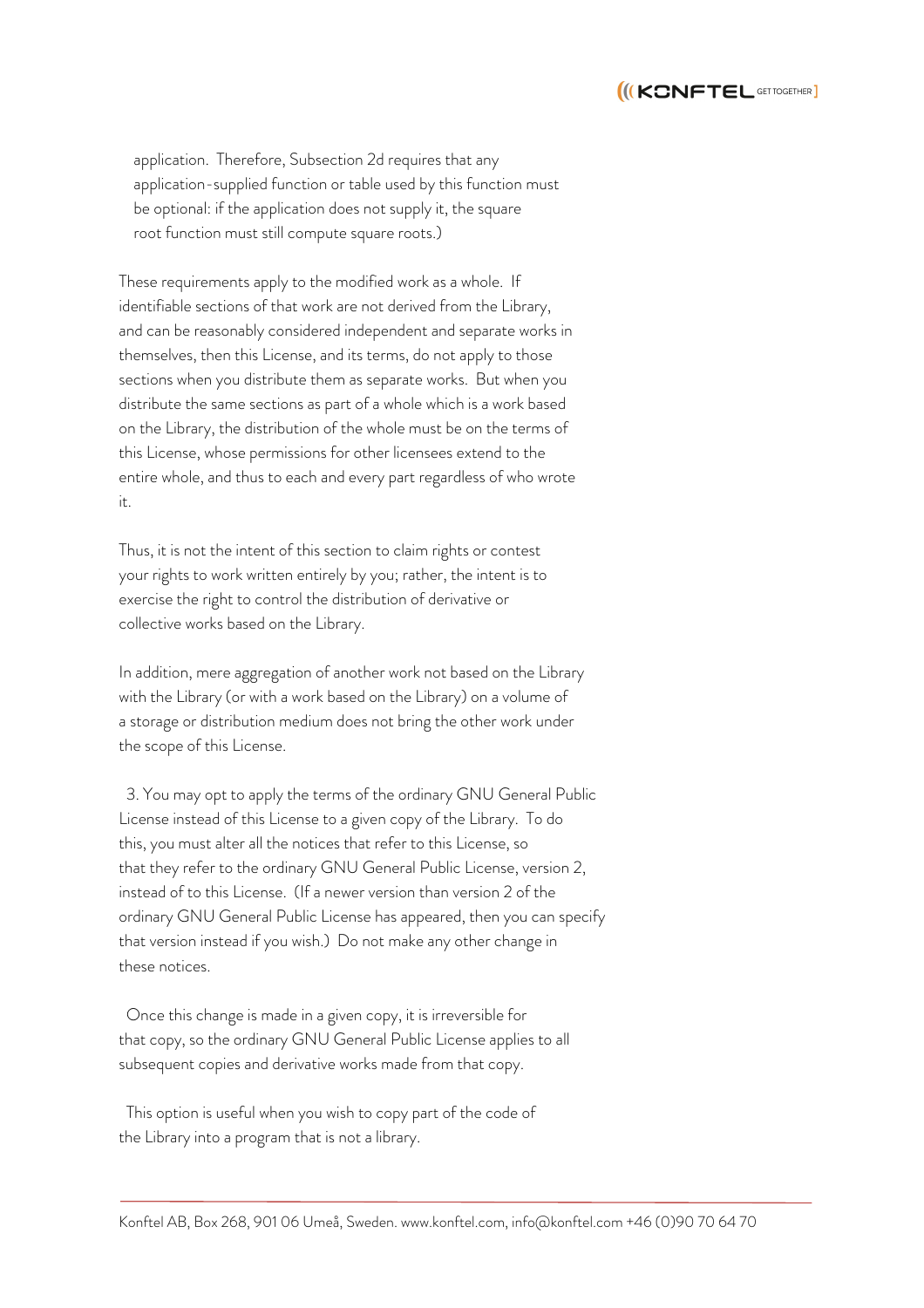application.  Therefore, Subsection 2d requires that any application-supplied function or table used by this function must be optional: if the application does not supply it, the square root function must still compute square roots.)

These requirements apply to the modified work as a whole.  If identifiable sections of that work are not derived from the Library, and can be reasonably considered independent and separate works in themselves, then this License, and its terms, do not apply to those sections when you distribute them as separate works.  But when you distribute the same sections as part of a whole which is a work based on the Library, the distribution of the whole must be on the terms of this License, whose permissions for other licensees extend to the entire whole, and thus to each and every part regardless of who wrote it.

Thus, it is not the intent of this section to claim rights or contest your rights to work written entirely by you; rather, the intent is to exercise the right to control the distribution of derivative or collective works based on the Library.

In addition, mere aggregation of another work not based on the Library with the Library (or with a work based on the Library) on a volume of a storage or distribution medium does not bring the other work under the scope of this License.

3. You may opt to apply the terms of the ordinary GNU General Public License instead of this License to a given copy of the Library.  To do this, you must alter all the notices that refer to this License, so that they refer to the ordinary GNU General Public License, version 2, instead of to this License.  (If a newer version than version 2 of the ordinary GNU General Public License has appeared, then you can specify that version instead if you wish.)  Do not make any other change in these notices.

Once this change is made in a given copy, it is irreversible for that copy, so the ordinary GNU General Public License applies to all subsequent copies and derivative works made from that copy.

This option is useful when you wish to copy part of the code of the Library into a program that is not a library.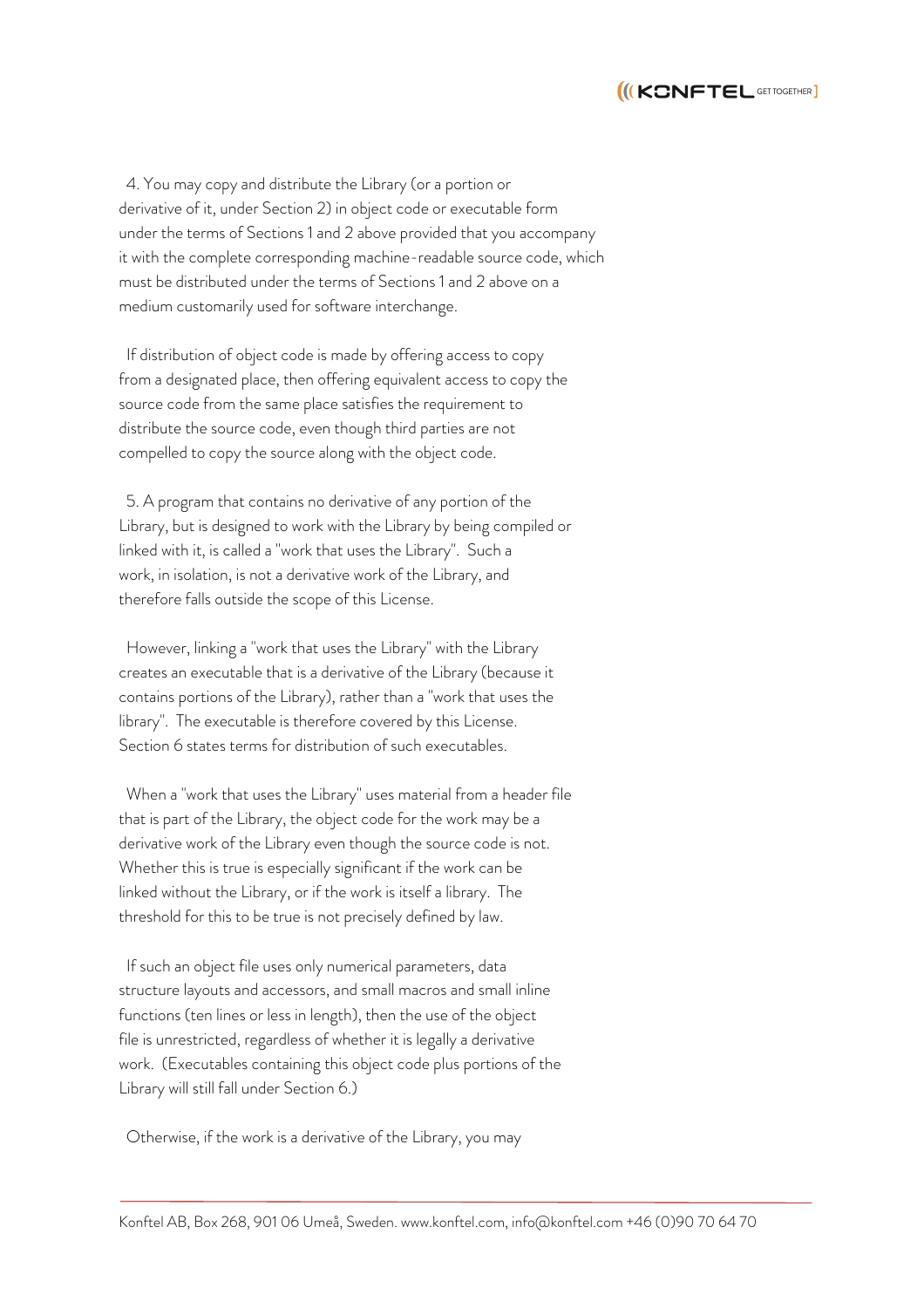4. You may copy and distribute the Library (or a portion or derivative of it, under Section 2) in object code or executable form under the terms of Sections 1 and 2 above provided that you accompany it with the complete corresponding machine-readable source code, which must be distributed under the terms of Sections 1 and 2 above on a medium customarily used for software interchange.

If distribution of object code is made by offering access to copy from a designated place, then offering equivalent access to copy the source code from the same place satisfies the requirement to distribute the source code, even though third parties are not compelled to copy the source along with the object code.

5. A program that contains no derivative of any portion of the Library, but is designed to work with the Library by being compiled or linked with it, is called a "work that uses the Library". Such a work, in isolation, is not a derivative work of the Library, and therefore falls outside the scope of this License.

However, linking a "work that uses the Library" with the Library creates an executable that is a derivative of the Library (because it contains portions of the Library), rather than a "work that uses the library". The executable is therefore covered by this License. Section 6 states terms for distribution of such executables.

When a "work that uses the Library" uses material from a header file that is part of the Library, the object code for the work may be a derivative work of the Library even though the source code is not. Whether this is true is especially significant if the work can be linked without the Library, or if the work is itself a library. The threshold for this to be true is not precisely defined by law.

If such an object file uses only numerical parameters, data structure layouts and accessors, and small macros and small inline functions (ten lines or less in length), then the use of the object file is unrestricted, regardless of whether it is legally a derivative work. (Executables containing this object code plus portions of the Library will still fall under Section 6.)

Otherwise, if the work is a derivative of the Library, you may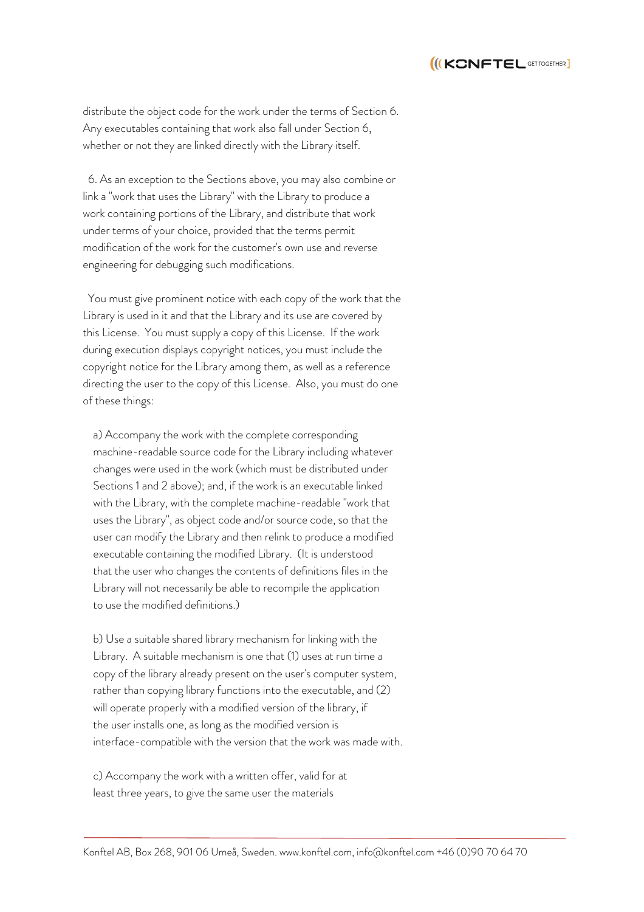distribute the object code for the work under the terms of Section 6. Any executables containing that work also fall under Section 6, whether or not they are linked directly with the Library itself.

6. As an exception to the Sections above, you may also combine or link a "work that uses the Library" with the Library to produce a work containing portions of the Library, and distribute that work under terms of your choice, provided that the terms permit modification of the work for the customer's own use and reverse engineering for debugging such modifications.

You must give prominent notice with each copy of the work that the Library is used in it and that the Library and its use are covered by this License. You must supply a copy of this License. If the work during execution displays copyright notices, you must include the copyright notice for the Library among them, as well as a reference directing the user to the copy of this License. Also, you must do one of these things:

a) Accompany the work with the complete corresponding machine-readable source code for the Library including whatever changes were used in the work (which must be distributed under Sections 1 and 2 above); and, if the work is an executable linked with the Library, with the complete machine-readable "work that uses the Library", as object code and/or source code, so that the user can modify the Library and then relink to produce a modified executable containing the modified Library. (It is understood that the user who changes the contents of definitions files in the Library will not necessarily be able to recompile the application to use the modified definitions.)

b) Use a suitable shared library mechanism for linking with the Library. A suitable mechanism is one that (1) uses at run time a copy of the library already present on the user's computer system, rather than copying library functions into the executable, and (2) will operate properly with a modified version of the library, if the user installs one, as long as the modified version is interface-compatible with the version that the work was made with.

c) Accompany the work with a written offer, valid for at least three years, to give the same user the materials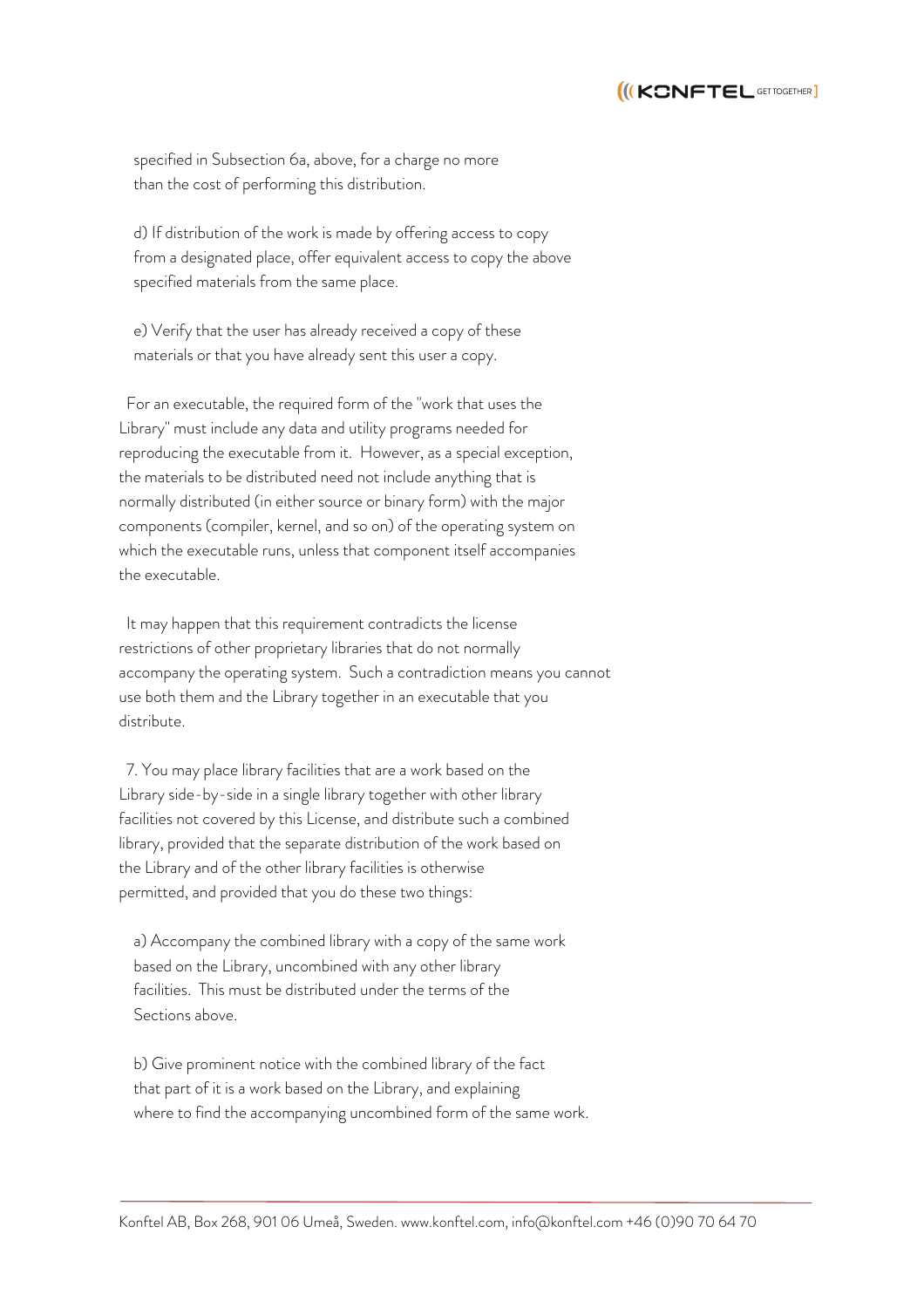specified in Subsection 6a, above, for a charge no more
than the cost of performing this distribution.

d) If distribution of the work is made by offering access to copy
from a designated place, offer equivalent access to copy the above
specified materials from the same place.

e) Verify that the user has already received a copy of these
materials or that you have already sent this user a copy.

For an executable, the required form of the "work that uses the
Library" must include any data and utility programs needed for
reproducing the executable from it. However, as a special exception,
the materials to be distributed need not include anything that is
normally distributed (in either source or binary form) with the major
components (compiler, kernel, and so on) of the operating system on
which the executable runs, unless that component itself accompanies
the executable.

It may happen that this requirement contradicts the license
restrictions of other proprietary libraries that do not normally
accompany the operating system. Such a contradiction means you cannot
use both them and the Library together in an executable that you
distribute.

7. You may place library facilities that are a work based on the
Library side-by-side in a single library together with other library
facilities not covered by this License, and distribute such a combined
library, provided that the separate distribution of the work based on
the Library and of the other library facilities is otherwise
permitted, and provided that you do these two things:

a) Accompany the combined library with a copy of the same work
based on the Library, uncombined with any other library
facilities. This must be distributed under the terms of the
Sections above.

b) Give prominent notice with the combined library of the fact
that part of it is a work based on the Library, and explaining
where to find the accompanying uncombined form of the same work.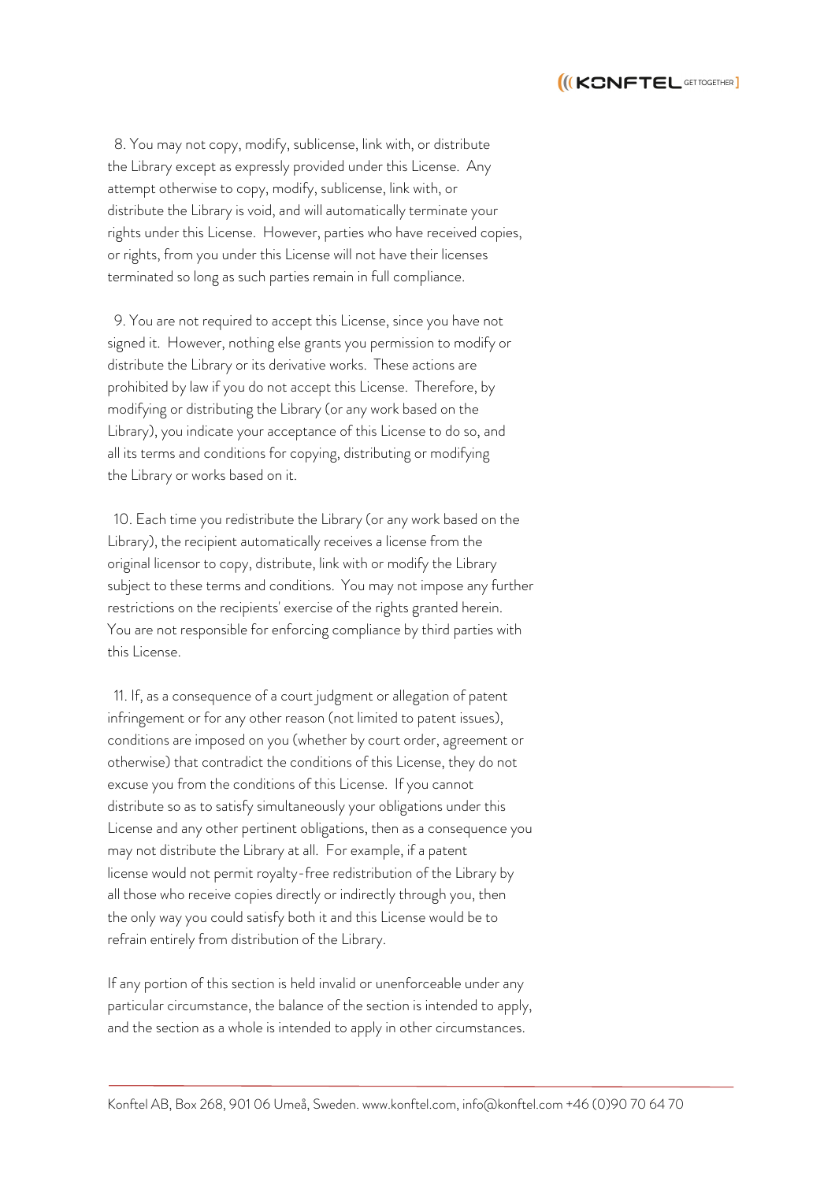8. You may not copy, modify, sublicense, link with, or distribute the Library except as expressly provided under this License. Any attempt otherwise to copy, modify, sublicense, link with, or distribute the Library is void, and will automatically terminate your rights under this License. However, parties who have received copies, or rights, from you under this License will not have their licenses terminated so long as such parties remain in full compliance.

9. You are not required to accept this License, since you have not signed it. However, nothing else grants you permission to modify or distribute the Library or its derivative works. These actions are prohibited by law if you do not accept this License. Therefore, by modifying or distributing the Library (or any work based on the Library), you indicate your acceptance of this License to do so, and all its terms and conditions for copying, distributing or modifying the Library or works based on it.

10. Each time you redistribute the Library (or any work based on the Library), the recipient automatically receives a license from the original licensor to copy, distribute, link with or modify the Library subject to these terms and conditions. You may not impose any further restrictions on the recipients' exercise of the rights granted herein. You are not responsible for enforcing compliance by third parties with this License.

11. If, as a consequence of a court judgment or allegation of patent infringement or for any other reason (not limited to patent issues), conditions are imposed on you (whether by court order, agreement or otherwise) that contradict the conditions of this License, they do not excuse you from the conditions of this License. If you cannot distribute so as to satisfy simultaneously your obligations under this License and any other pertinent obligations, then as a consequence you may not distribute the Library at all. For example, if a patent license would not permit royalty-free redistribution of the Library by all those who receive copies directly or indirectly through you, then the only way you could satisfy both it and this License would be to refrain entirely from distribution of the Library.

If any portion of this section is held invalid or unenforceable under any particular circumstance, the balance of the section is intended to apply, and the section as a whole is intended to apply in other circumstances.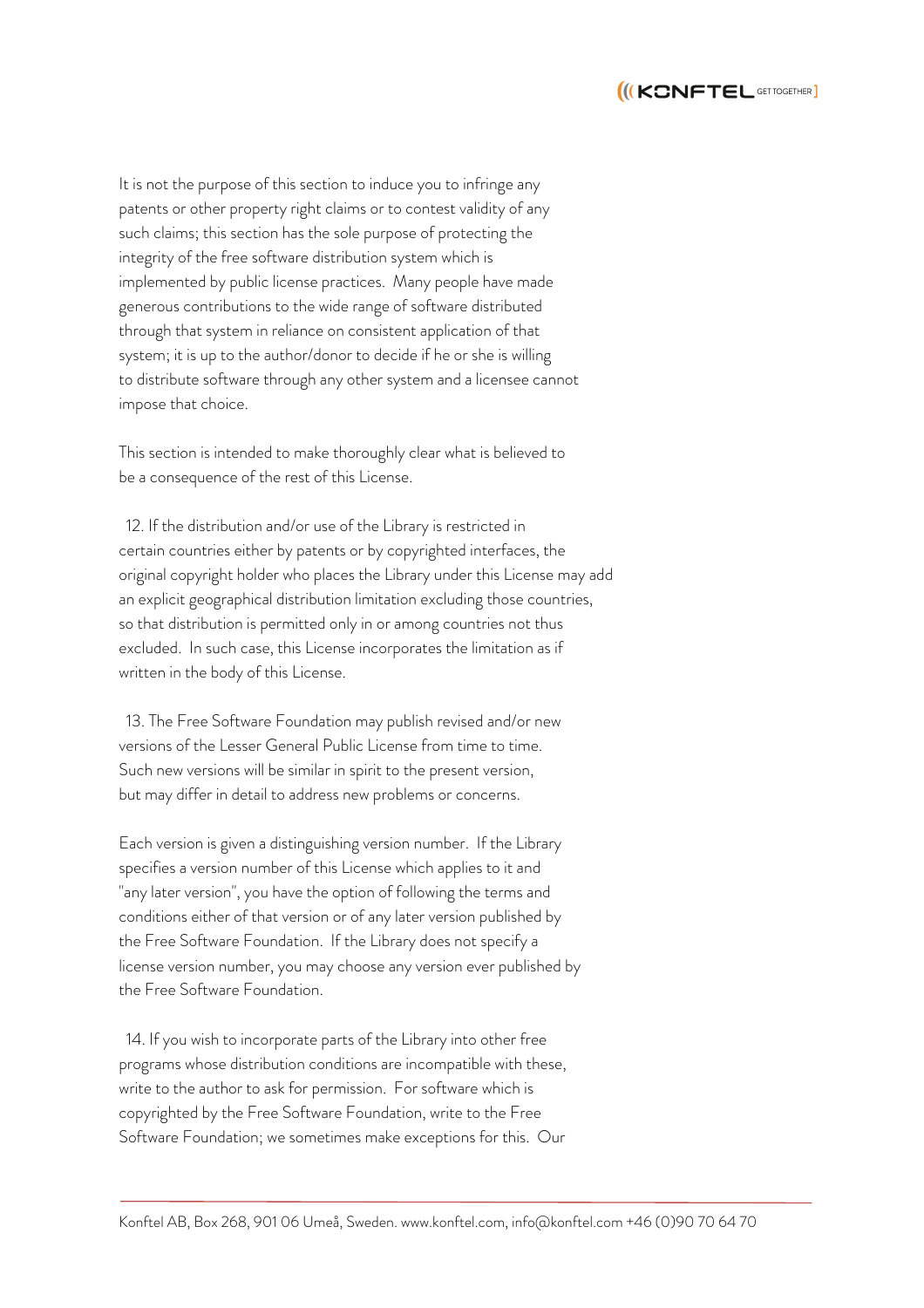It is not the purpose of this section to induce you to infringe any patents or other property right claims or to contest validity of any such claims; this section has the sole purpose of protecting the integrity of the free software distribution system which is implemented by public license practices. Many people have made generous contributions to the wide range of software distributed through that system in reliance on consistent application of that system; it is up to the author/donor to decide if he or she is willing to distribute software through any other system and a licensee cannot impose that choice.

This section is intended to make thoroughly clear what is believed to be a consequence of the rest of this License.

12. If the distribution and/or use of the Library is restricted in certain countries either by patents or by copyrighted interfaces, the original copyright holder who places the Library under this License may add an explicit geographical distribution limitation excluding those countries, so that distribution is permitted only in or among countries not thus excluded. In such case, this License incorporates the limitation as if written in the body of this License.

13. The Free Software Foundation may publish revised and/or new versions of the Lesser General Public License from time to time. Such new versions will be similar in spirit to the present version, but may differ in detail to address new problems or concerns.

Each version is given a distinguishing version number. If the Library specifies a version number of this License which applies to it and "any later version", you have the option of following the terms and conditions either of that version or of any later version published by the Free Software Foundation. If the Library does not specify a license version number, you may choose any version ever published by the Free Software Foundation.

14. If you wish to incorporate parts of the Library into other free programs whose distribution conditions are incompatible with these, write to the author to ask for permission. For software which is copyrighted by the Free Software Foundation, write to the Free Software Foundation; we sometimes make exceptions for this. Our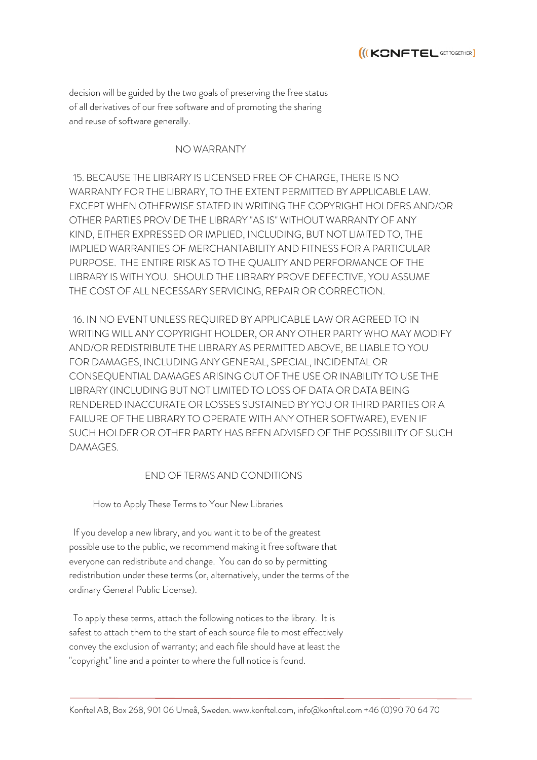decision will be guided by the two goals of preserving the free status of all derivatives of our free software and of promoting the sharing and reuse of software generally.

NO WARRANTY

15. BECAUSE THE LIBRARY IS LICENSED FREE OF CHARGE, THERE IS NO WARRANTY FOR THE LIBRARY, TO THE EXTENT PERMITTED BY APPLICABLE LAW. EXCEPT WHEN OTHERWISE STATED IN WRITING THE COPYRIGHT HOLDERS AND/OR OTHER PARTIES PROVIDE THE LIBRARY "AS IS" WITHOUT WARRANTY OF ANY KIND, EITHER EXPRESSED OR IMPLIED, INCLUDING, BUT NOT LIMITED TO, THE IMPLIED WARRANTIES OF MERCHANTABILITY AND FITNESS FOR A PARTICULAR PURPOSE. THE ENTIRE RISK AS TO THE QUALITY AND PERFORMANCE OF THE LIBRARY IS WITH YOU. SHOULD THE LIBRARY PROVE DEFECTIVE, YOU ASSUME THE COST OF ALL NECESSARY SERVICING, REPAIR OR CORRECTION.

16. IN NO EVENT UNLESS REQUIRED BY APPLICABLE LAW OR AGREED TO IN WRITING WILL ANY COPYRIGHT HOLDER, OR ANY OTHER PARTY WHO MAY MODIFY AND/OR REDISTRIBUTE THE LIBRARY AS PERMITTED ABOVE, BE LIABLE TO YOU FOR DAMAGES, INCLUDING ANY GENERAL, SPECIAL, INCIDENTAL OR CONSEQUENTIAL DAMAGES ARISING OUT OF THE USE OR INABILITY TO USE THE LIBRARY (INCLUDING BUT NOT LIMITED TO LOSS OF DATA OR DATA BEING RENDERED INACCURATE OR LOSSES SUSTAINED BY YOU OR THIRD PARTIES OR A FAILURE OF THE LIBRARY TO OPERATE WITH ANY OTHER SOFTWARE), EVEN IF SUCH HOLDER OR OTHER PARTY HAS BEEN ADVISED OF THE POSSIBILITY OF SUCH DAMAGES.

END OF TERMS AND CONDITIONS

How to Apply These Terms to Your New Libraries

If you develop a new library, and you want it to be of the greatest possible use to the public, we recommend making it free software that everyone can redistribute and change. You can do so by permitting redistribution under these terms (or, alternatively, under the terms of the ordinary General Public License).

To apply these terms, attach the following notices to the library. It is safest to attach them to the start of each source file to most effectively convey the exclusion of warranty; and each file should have at least the "copyright" line and a pointer to where the full notice is found.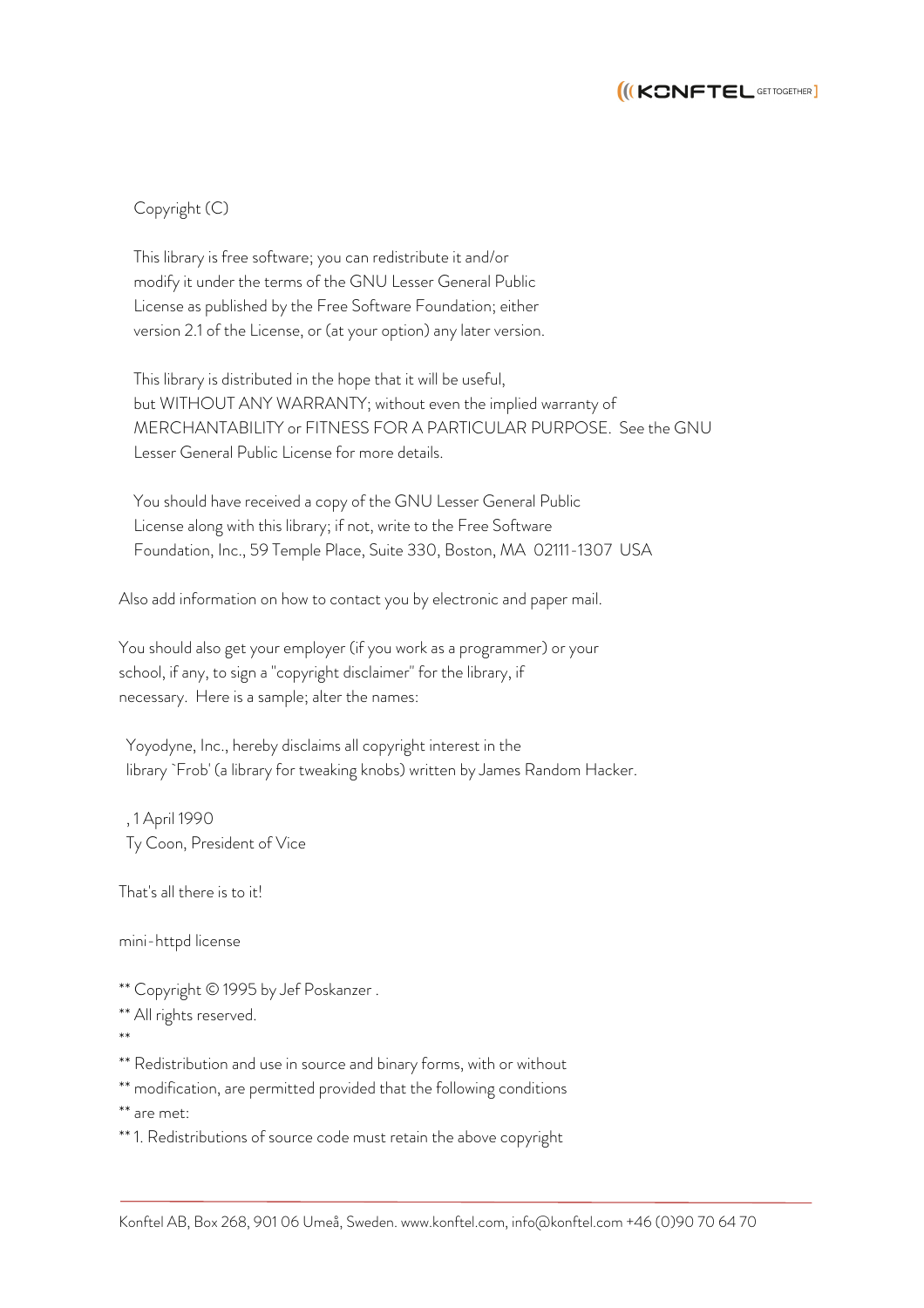Copyright (C)

This library is free software; you can redistribute it and/or
modify it under the terms of the GNU Lesser General Public
License as published by the Free Software Foundation; either
version 2.1 of the License, or (at your option) any later version.

This library is distributed in the hope that it will be useful,
but WITHOUT ANY WARRANTY; without even the implied warranty of
MERCHANTABILITY or FITNESS FOR A PARTICULAR PURPOSE. See the GNU
Lesser General Public License for more details.

You should have received a copy of the GNU Lesser General Public
License along with this library; if not, write to the Free Software
Foundation, Inc., 59 Temple Place, Suite 330, Boston, MA 02111-1307 USA

Also add information on how to contact you by electronic and paper mail.

You should also get your employer (if you work as a programmer) or your
school, if any, to sign a "copyright disclaimer" for the library, if
necessary. Here is a sample; alter the names:

Yoyodyne, Inc., hereby disclaims all copyright interest in the
library `Frob' (a library for tweaking knobs) written by James Random Hacker.

, 1 April 1990
Ty Coon, President of Vice

That's all there is to it!

mini-httpd license

** Copyright © 1995 by Jef Poskanzer .
** All rights reserved.
**
** Redistribution and use in source and binary forms, with or without
** modification, are permitted provided that the following conditions
** are met:
** 1. Redistributions of source code must retain the above copyright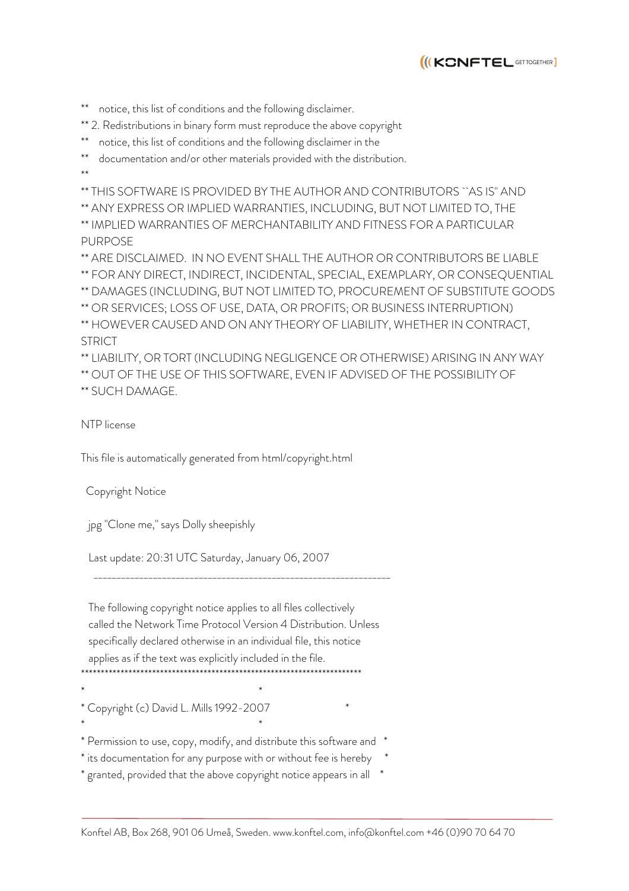** notice, this list of conditions and the following disclaimer.
** 2. Redistributions in binary form must reproduce the above copyright
** notice, this list of conditions and the following disclaimer in the
** documentation and/or other materials provided with the distribution.
**
** THIS SOFTWARE IS PROVIDED BY THE AUTHOR AND CONTRIBUTORS ``AS IS'' AND
** ANY EXPRESS OR IMPLIED WARRANTIES, INCLUDING, BUT NOT LIMITED TO, THE
** IMPLIED WARRANTIES OF MERCHANTABILITY AND FITNESS FOR A PARTICULAR PURPOSE
** ARE DISCLAIMED. IN NO EVENT SHALL THE AUTHOR OR CONTRIBUTORS BE LIABLE
** FOR ANY DIRECT, INDIRECT, INCIDENTAL, SPECIAL, EXEMPLARY, OR CONSEQUENTIAL
** DAMAGES (INCLUDING, BUT NOT LIMITED TO, PROCUREMENT OF SUBSTITUTE GOODS
** OR SERVICES; LOSS OF USE, DATA, OR PROFITS; OR BUSINESS INTERRUPTION)
** HOWEVER CAUSED AND ON ANY THEORY OF LIABILITY, WHETHER IN CONTRACT, STRICT
** LIABILITY, OR TORT (INCLUDING NEGLIGENCE OR OTHERWISE) ARISING IN ANY WAY
** OUT OF THE USE OF THIS SOFTWARE, EVEN IF ADVISED OF THE POSSIBILITY OF
** SUCH DAMAGE.

NTP license

This file is automatically generated from html/copyright.html

Copyright Notice

jpg "Clone me," says Dolly sheepishly

Last update: 20:31 UTC Saturday, January 06, 2007

---

The following copyright notice applies to all files collectively called the Network Time Protocol Version 4 Distribution. Unless specifically declared otherwise in an individual file, this notice applies as if the text was explicitly included in the file.

```
***********************************************************************
*                                                                     *
* Copyright (c) David L. Mills 1992-2007                              *
*                                                                     *
* Permission to use, copy, modify, and distribute this software and   *
* its documentation for any purpose with or without fee is hereby     *
* granted, provided that the above copyright notice appears in all    *
```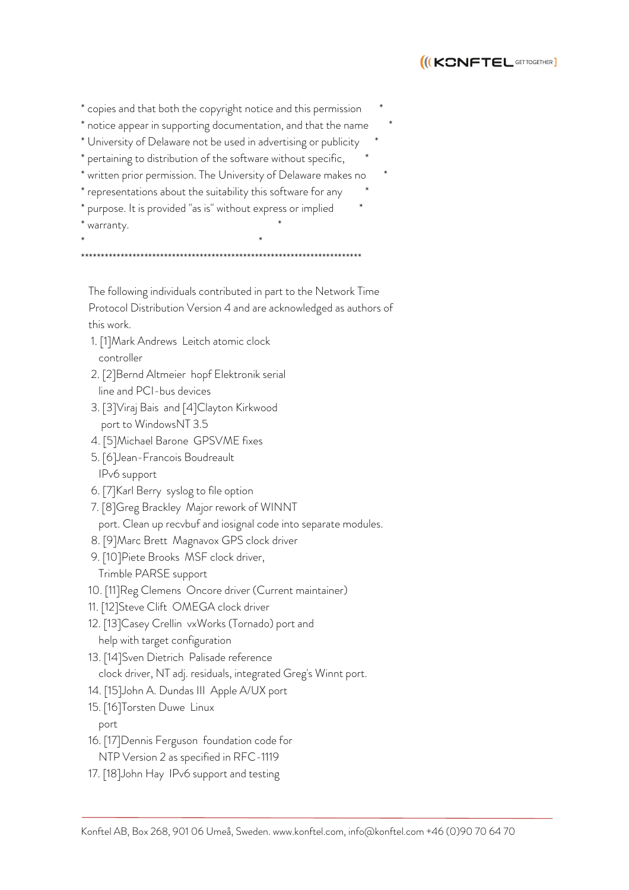```
* copies and that both the copyright notice and this permission      *
* notice appear in supporting documentation, and that the name       *
* University of Delaware not be used in advertising or publicity     *
* pertaining to distribution of the software without specific,      *
* written prior permission. The University of Delaware makes no      *
* representations about the suitability this software for any        *
* purpose. It is provided "as is" without express or implied         *
* warranty.                                                          *
*                                                                    *
**********************************************************************
```

The following individuals contributed in part to the Network Time Protocol Distribution Version 4 and are acknowledged as authors of this work.

1. [1]Mark Andrews  Leitch atomic clock controller
2. [2]Bernd Altmeier  hopf Elektronik serial line and PCI-bus devices
3. [3]Viraj Bais  and [4]Clayton Kirkwood port to WindowsNT 3.5
4. [5]Michael Barone  GPSVME fixes
5. [6]Jean-Francois Boudreault IPv6 support
6. [7]Karl Berry  syslog to file option
7. [8]Greg Brackley  Major rework of WINNT port. Clean up recvbuf and iosignal code into separate modules.
8. [9]Marc Brett  Magnavox GPS clock driver
9. [10]Piete Brooks  MSF clock driver, Trimble PARSE support
10. [11]Reg Clemens  Oncore driver (Current maintainer)
11. [12]Steve Clift  OMEGA clock driver
12. [13]Casey Crellin  vxWorks (Tornado) port and help with target configuration
13. [14]Sven Dietrich  Palisade reference clock driver, NT adj. residuals, integrated Greg's Winnt port.
14. [15]John A. Dundas III  Apple A/UX port
15. [16]Torsten Duwe  Linux port
16. [17]Dennis Ferguson  foundation code for NTP Version 2 as specified in RFC-1119
17. [18]John Hay  IPv6 support and testing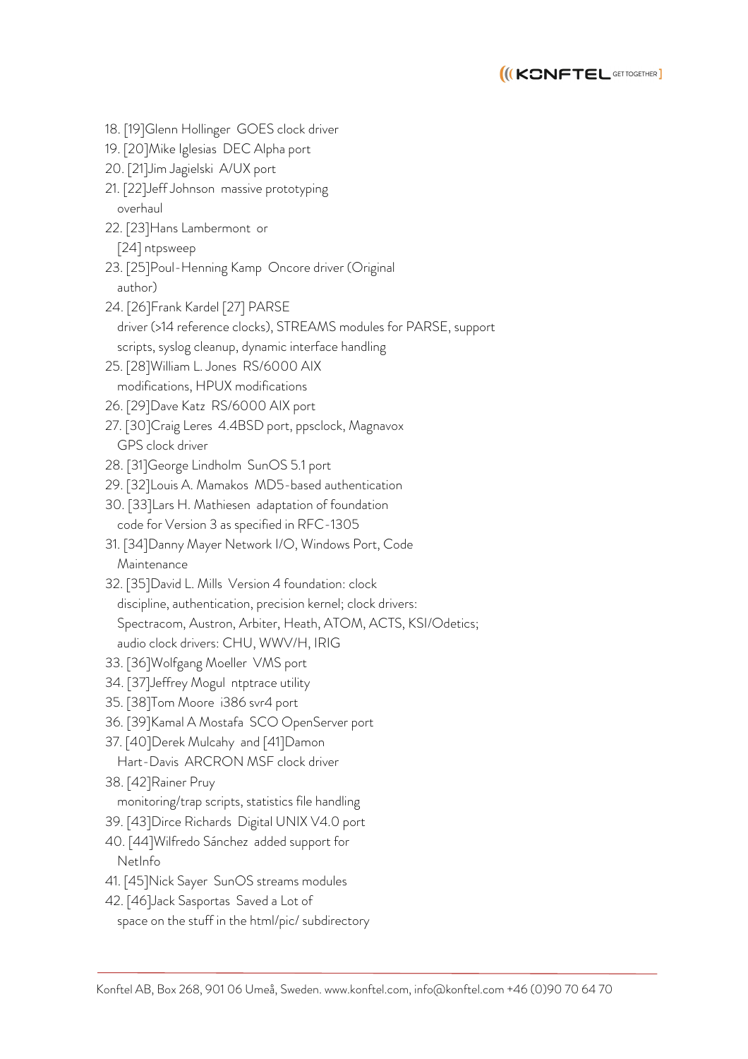18. [19]Glenn Hollinger GOES clock driver
19. [20]Mike Iglesias DEC Alpha port
20. [21]Jim Jagielski A/UX port
21. [22]Jeff Johnson massive prototyping overhaul
22. [23]Hans Lambermont or [24] ntpsweep
23. [25]Poul-Henning Kamp Oncore driver (Original author)
24. [26]Frank Kardel [27] PARSE driver (>14 reference clocks), STREAMS modules for PARSE, support scripts, syslog cleanup, dynamic interface handling
25. [28]William L. Jones RS/6000 AIX modifications, HPUX modifications
26. [29]Dave Katz RS/6000 AIX port
27. [30]Craig Leres 4.4BSD port, ppsclock, Magnavox GPS clock driver
28. [31]George Lindholm SunOS 5.1 port
29. [32]Louis A. Mamakos MD5-based authentication
30. [33]Lars H. Mathiesen adaptation of foundation code for Version 3 as specified in RFC-1305
31. [34]Danny Mayer Network I/O, Windows Port, Code Maintenance
32. [35]David L. Mills Version 4 foundation: clock discipline, authentication, precision kernel; clock drivers: Spectracom, Austron, Arbiter, Heath, ATOM, ACTS, KSI/Odetics; audio clock drivers: CHU, WWV/H, IRIG
33. [36]Wolfgang Moeller VMS port
34. [37]Jeffrey Mogul ntptrace utility
35. [38]Tom Moore i386 svr4 port
36. [39]Kamal A Mostafa SCO OpenServer port
37. [40]Derek Mulcahy and [41]Damon Hart-Davis ARCRON MSF clock driver
38. [42]Rainer Pruy monitoring/trap scripts, statistics file handling
39. [43]Dirce Richards Digital UNIX V4.0 port
40. [44]Wilfredo Sánchez added support for NetInfo
41. [45]Nick Sayer SunOS streams modules
42. [46]Jack Sasportas Saved a Lot of space on the stuff in the html/pic/ subdirectory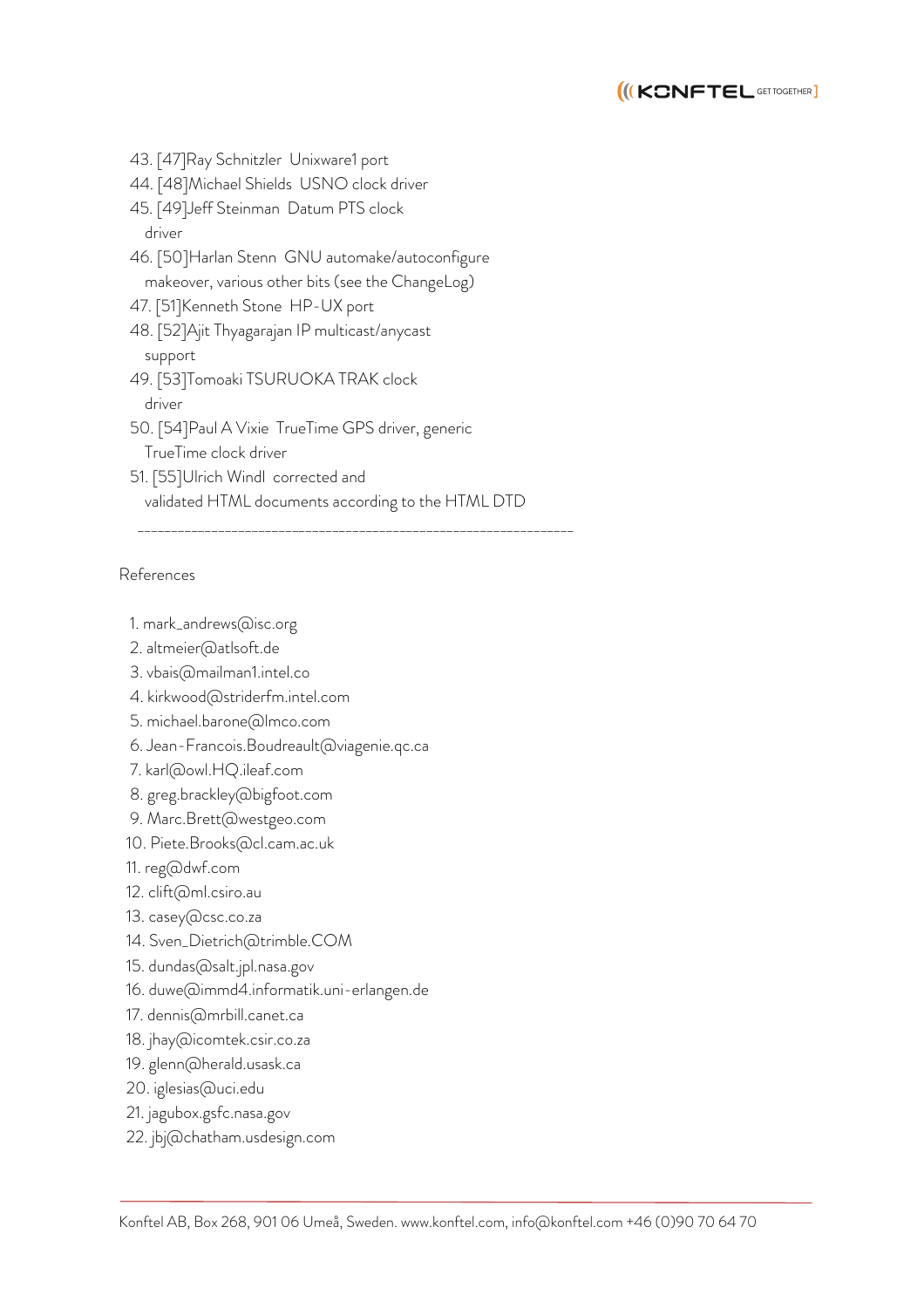43. [47]Ray Schnitzler Unixware1 port
44. [48]Michael Shields USNO clock driver
45. [49]Jeff Steinman Datum PTS clock driver
46. [50]Harlan Stenn GNU automake/autoconfigure makeover, various other bits (see the ChangeLog)
47. [51]Kenneth Stone HP-UX port
48. [52]Ajit Thyagarajan IP multicast/anycast support
49. [53]Tomoaki TSURUOKA TRAK clock driver
50. [54]Paul A Vixie TrueTime GPS driver, generic TrueTime clock driver
51. [55]Ulrich Windl corrected and validated HTML documents according to the HTML DTD

---

References

1. mark_andrews@isc.org
2. altmeier@atlsoft.de
3. vbais@mailman1.intel.co
4. kirkwood@striderfm.intel.com
5. michael.barone@lmco.com
6. Jean-Francois.Boudreault@viagenie.qc.ca
7. karl@owl.HQ.ileaf.com
8. greg.brackley@bigfoot.com
9. Marc.Brett@westgeo.com
10. Piete.Brooks@cl.cam.ac.uk
11. reg@dwf.com
12. clift@ml.csiro.au
13. casey@csc.co.za
14. Sven_Dietrich@trimble.COM
15. dundas@salt.jpl.nasa.gov
16. duwe@immd4.informatik.uni-erlangen.de
17. dennis@mrbill.canet.ca
18. jhay@icomtek.csir.co.za
19. glenn@herald.usask.ca
20. iglesias@uci.edu
21. jagubox.gsfc.nasa.gov
22. jbj@chatham.usdesign.com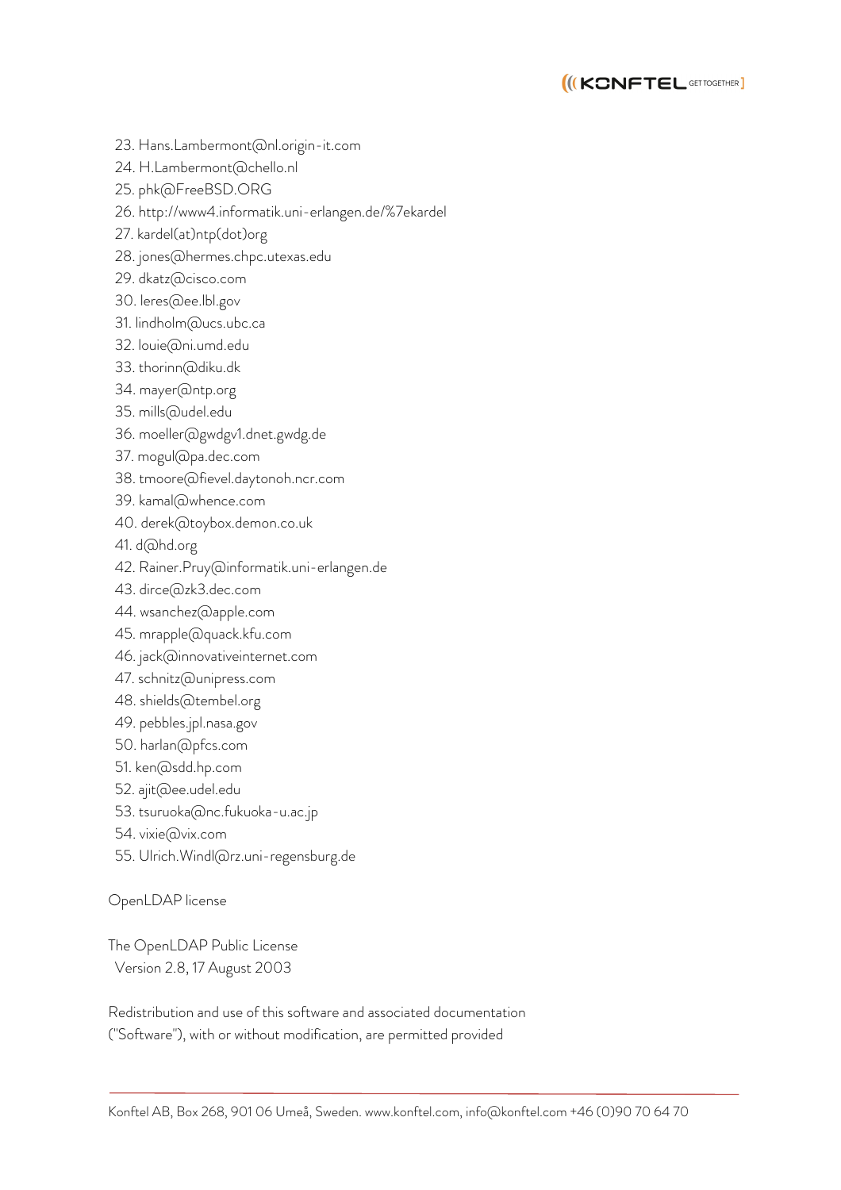23. Hans.Lambermont@nl.origin-it.com
24. H.Lambermont@chello.nl
25. phk@FreeBSD.ORG
26. http://www4.informatik.uni-erlangen.de/%7ekardel
27. kardel(at)ntp(dot)org
28. jones@hermes.chpc.utexas.edu
29. dkatz@cisco.com
30. leres@ee.lbl.gov
31. lindholm@ucs.ubc.ca
32. louie@ni.umd.edu
33. thorinn@diku.dk
34. mayer@ntp.org
35. mills@udel.edu
36. moeller@gwdgv1.dnet.gwdg.de
37. mogul@pa.dec.com
38. tmoore@fievel.daytonoh.ncr.com
39. kamal@whence.com
40. derek@toybox.demon.co.uk
41. d@hd.org
42. Rainer.Pruy@informatik.uni-erlangen.de
43. dirce@zk3.dec.com
44. wsanchez@apple.com
45. mrapple@quack.kfu.com
46. jack@innovativeinternet.com
47. schnitz@unipress.com
48. shields@tembel.org
49. pebbles.jpl.nasa.gov
50. harlan@pfcs.com
51. ken@sdd.hp.com
52. ajit@ee.udel.edu
53. tsuruoka@nc.fukuoka-u.ac.jp
54. vixie@vix.com
55. Ulrich.Windl@rz.uni-regensburg.de

OpenLDAP license

The OpenLDAP Public License
Version 2.8, 17 August 2003

Redistribution and use of this software and associated documentation ("Software"), with or without modification, are permitted provided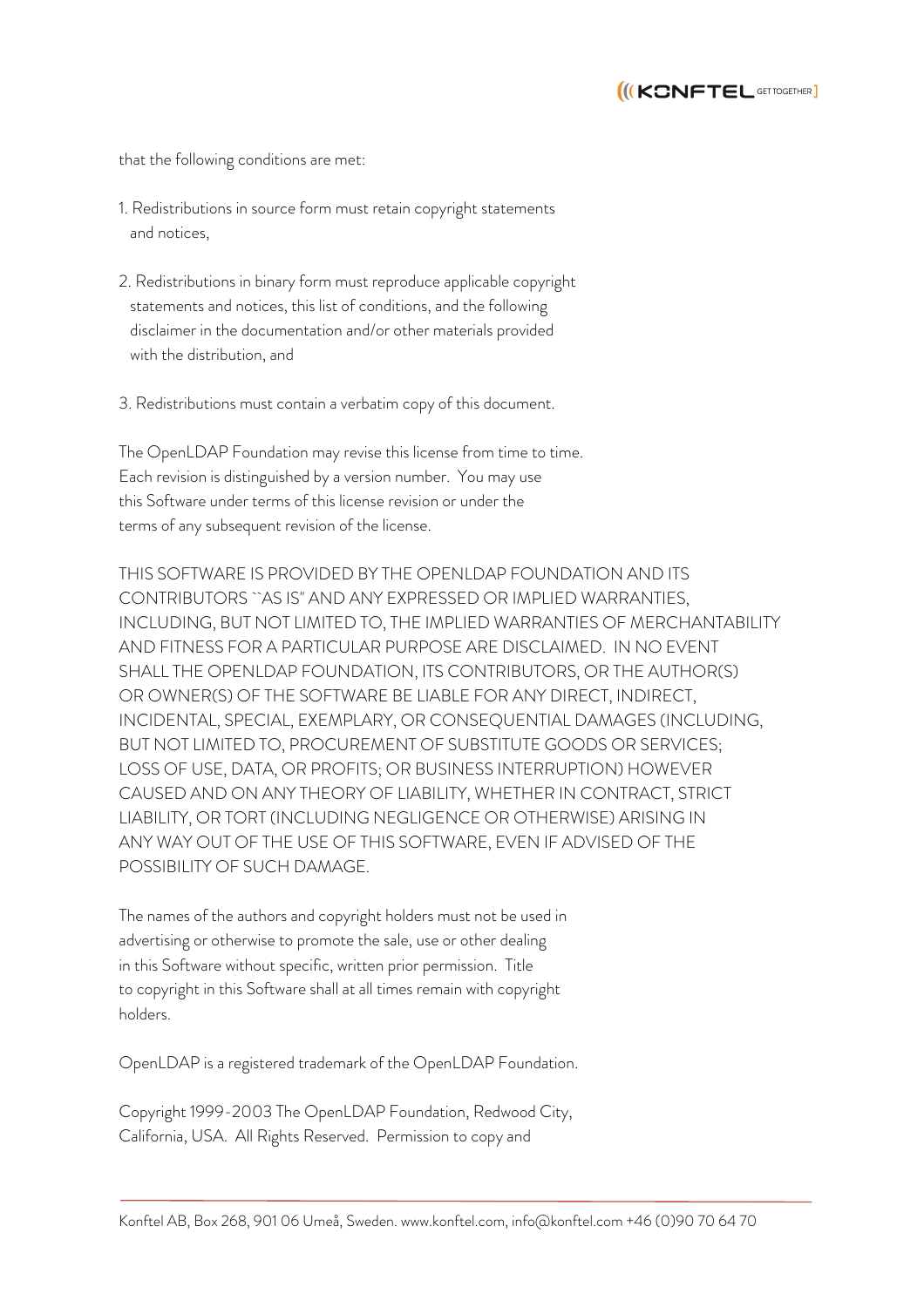that the following conditions are met:

1. Redistributions in source form must retain copyright statements and notices,

2. Redistributions in binary form must reproduce applicable copyright statements and notices, this list of conditions, and the following disclaimer in the documentation and/or other materials provided with the distribution, and

3. Redistributions must contain a verbatim copy of this document.

The OpenLDAP Foundation may revise this license from time to time. Each revision is distinguished by a version number. You may use this Software under terms of this license revision or under the terms of any subsequent revision of the license.

THIS SOFTWARE IS PROVIDED BY THE OPENLDAP FOUNDATION AND ITS CONTRIBUTORS ``AS IS'' AND ANY EXPRESSED OR IMPLIED WARRANTIES, INCLUDING, BUT NOT LIMITED TO, THE IMPLIED WARRANTIES OF MERCHANTABILITY AND FITNESS FOR A PARTICULAR PURPOSE ARE DISCLAIMED. IN NO EVENT SHALL THE OPENLDAP FOUNDATION, ITS CONTRIBUTORS, OR THE AUTHOR(S) OR OWNER(S) OF THE SOFTWARE BE LIABLE FOR ANY DIRECT, INDIRECT, INCIDENTAL, SPECIAL, EXEMPLARY, OR CONSEQUENTIAL DAMAGES (INCLUDING, BUT NOT LIMITED TO, PROCUREMENT OF SUBSTITUTE GOODS OR SERVICES; LOSS OF USE, DATA, OR PROFITS; OR BUSINESS INTERRUPTION) HOWEVER CAUSED AND ON ANY THEORY OF LIABILITY, WHETHER IN CONTRACT, STRICT LIABILITY, OR TORT (INCLUDING NEGLIGENCE OR OTHERWISE) ARISING IN ANY WAY OUT OF THE USE OF THIS SOFTWARE, EVEN IF ADVISED OF THE POSSIBILITY OF SUCH DAMAGE.

The names of the authors and copyright holders must not be used in advertising or otherwise to promote the sale, use or other dealing in this Software without specific, written prior permission. Title to copyright in this Software shall at all times remain with copyright holders.

OpenLDAP is a registered trademark of the OpenLDAP Foundation.

Copyright 1999-2003 The OpenLDAP Foundation, Redwood City, California, USA. All Rights Reserved. Permission to copy and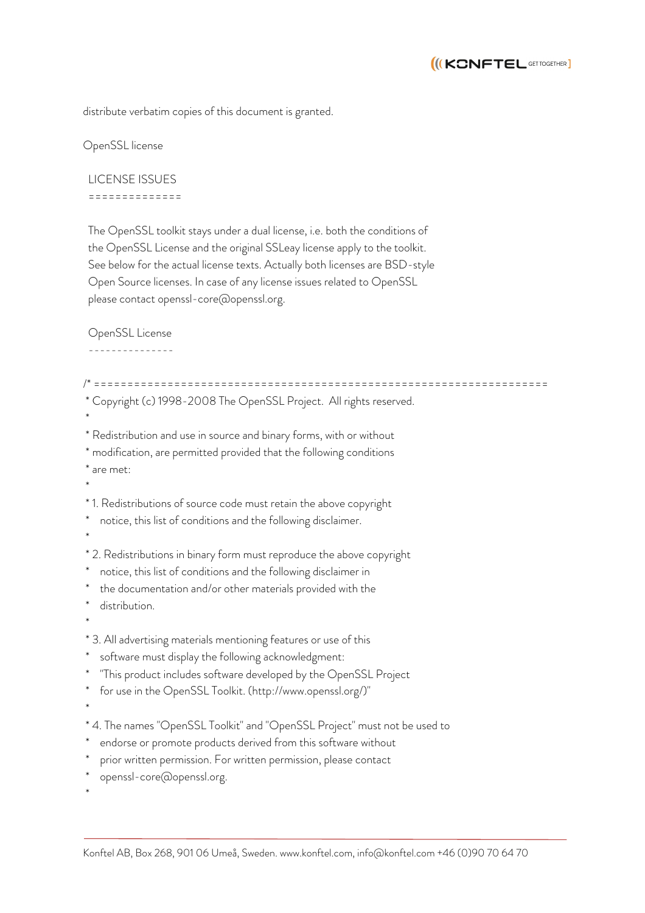distribute verbatim copies of this document is granted.

OpenSSL license

LICENSE ISSUES
==============

The OpenSSL toolkit stays under a dual license, i.e. both the conditions of the OpenSSL License and the original SSLeay license apply to the toolkit. See below for the actual license texts. Actually both licenses are BSD-style Open Source licenses. In case of any license issues related to OpenSSL please contact openssl-core@openssl.org.

OpenSSL License
---------------

```
/* ====================================================================
 * Copyright (c) 1998-2008 The OpenSSL Project.  All rights reserved.
 *
 * Redistribution and use in source and binary forms, with or without
 * modification, are permitted provided that the following conditions
 * are met:
 *
 * 1. Redistributions of source code must retain the above copyright
 *    notice, this list of conditions and the following disclaimer.
 *
 * 2. Redistributions in binary form must reproduce the above copyright
 *    notice, this list of conditions and the following disclaimer in
 *    the documentation and/or other materials provided with the
 *    distribution.
 *
 * 3. All advertising materials mentioning features or use of this
 *    software must display the following acknowledgment:
 *    "This product includes software developed by the OpenSSL Project
 *    for use in the OpenSSL Toolkit. (http://www.openssl.org/)"
 *
 * 4. The names "OpenSSL Toolkit" and "OpenSSL Project" must not be used to
 *    endorse or promote products derived from this software without
 *    prior written permission. For written permission, please contact
 *    openssl-core@openssl.org.
 *
```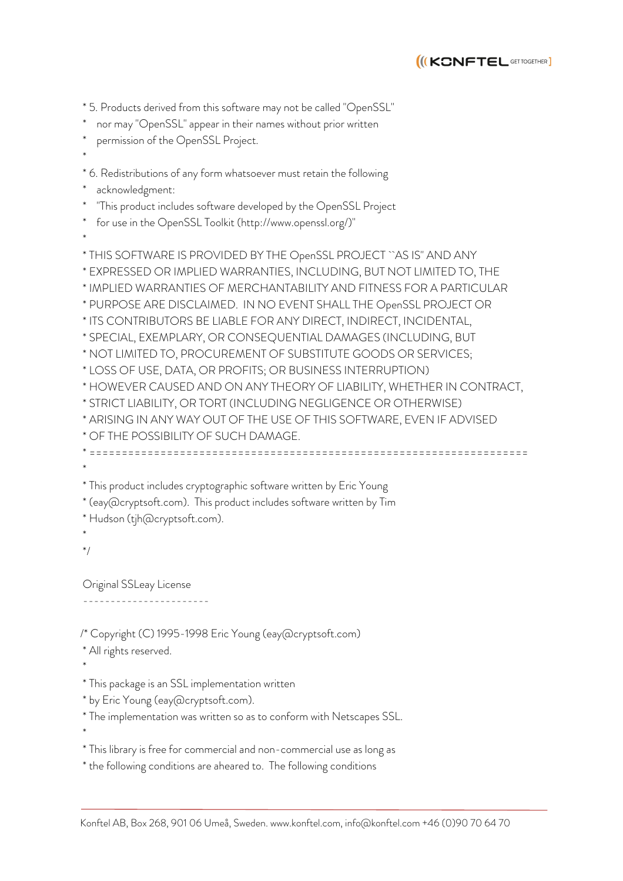```
 * 5. Products derived from this software may not be called "OpenSSL"
 *    nor may "OpenSSL" appear in their names without prior written
 *    permission of the OpenSSL Project.
 *
 * 6. Redistributions of any form whatsoever must retain the following
 *    acknowledgment:
 *    "This product includes software developed by the OpenSSL Project
 *    for use in the OpenSSL Toolkit (http://www.openssl.org/)"
 *
 * THIS SOFTWARE IS PROVIDED BY THE OpenSSL PROJECT ``AS IS'' AND ANY
 * EXPRESSED OR IMPLIED WARRANTIES, INCLUDING, BUT NOT LIMITED TO, THE
 * IMPLIED WARRANTIES OF MERCHANTABILITY AND FITNESS FOR A PARTICULAR
 * PURPOSE ARE DISCLAIMED.  IN NO EVENT SHALL THE OpenSSL PROJECT OR
 * ITS CONTRIBUTORS BE LIABLE FOR ANY DIRECT, INDIRECT, INCIDENTAL,
 * SPECIAL, EXEMPLARY, OR CONSEQUENTIAL DAMAGES (INCLUDING, BUT
 * NOT LIMITED TO, PROCUREMENT OF SUBSTITUTE GOODS OR SERVICES;
 * LOSS OF USE, DATA, OR PROFITS; OR BUSINESS INTERRUPTION)
 * HOWEVER CAUSED AND ON ANY THEORY OF LIABILITY, WHETHER IN CONTRACT,
 * STRICT LIABILITY, OR TORT (INCLUDING NEGLIGENCE OR OTHERWISE)
 * ARISING IN ANY WAY OUT OF THE USE OF THIS SOFTWARE, EVEN IF ADVISED
 * OF THE POSSIBILITY OF SUCH DAMAGE.
 * ====================================================================
 *
 * This product includes cryptographic software written by Eric Young
 * (eay@cryptsoft.com).  This product includes software written by Tim
 * Hudson (tjh@cryptsoft.com).
 *
 */
```

Original SSLeay License
-----------------------

```
/* Copyright (C) 1995-1998 Eric Young (eay@cryptsoft.com)
 * All rights reserved.
 *
 * This package is an SSL implementation written
 * by Eric Young (eay@cryptsoft.com).
 * The implementation was written so as to conform with Netscapes SSL.
 *
 * This library is free for commercial and non-commercial use as long as
 * the following conditions are aheared to.  The following conditions
```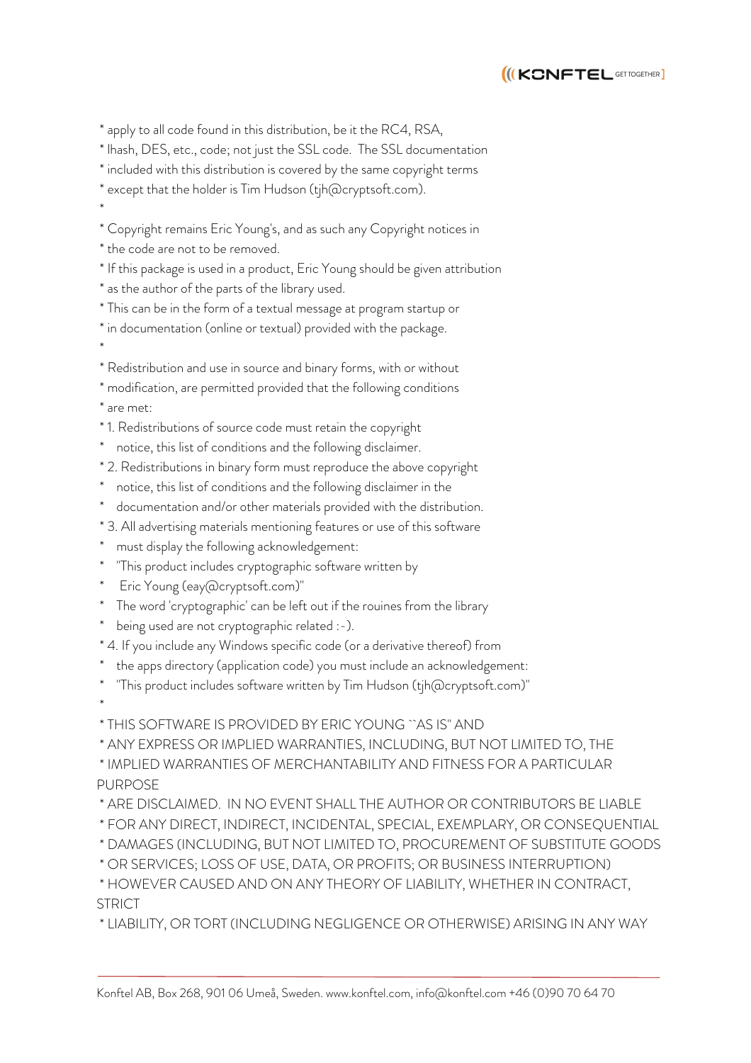\* apply to all code found in this distribution, be it the RC4, RSA,
\* lhash, DES, etc., code; not just the SSL code. The SSL documentation
\* included with this distribution is covered by the same copyright terms
\* except that the holder is Tim Hudson (tjh@cryptsoft.com).
\*
\* Copyright remains Eric Young's, and as such any Copyright notices in
\* the code are not to be removed.
\* If this package is used in a product, Eric Young should be given attribution
\* as the author of the parts of the library used.
\* This can be in the form of a textual message at program startup or
\* in documentation (online or textual) provided with the package.
\*
\* Redistribution and use in source and binary forms, with or without
\* modification, are permitted provided that the following conditions
\* are met:
\* 1. Redistributions of source code must retain the copyright
\*    notice, this list of conditions and the following disclaimer.
\* 2. Redistributions in binary form must reproduce the above copyright
\*    notice, this list of conditions and the following disclaimer in the
\*    documentation and/or other materials provided with the distribution.
\* 3. All advertising materials mentioning features or use of this software
\*    must display the following acknowledgement:
\*    "This product includes cryptographic software written by
\*     Eric Young (eay@cryptsoft.com)"
\*    The word 'cryptographic' can be left out if the rouines from the library
\*    being used are not cryptographic related :-).
\* 4. If you include any Windows specific code (or a derivative thereof) from
\*    the apps directory (application code) you must include an acknowledgement:
\*    "This product includes software written by Tim Hudson (tjh@cryptsoft.com)"
\*
\* THIS SOFTWARE IS PROVIDED BY ERIC YOUNG ``AS IS'' AND
\* ANY EXPRESS OR IMPLIED WARRANTIES, INCLUDING, BUT NOT LIMITED TO, THE
\* IMPLIED WARRANTIES OF MERCHANTABILITY AND FITNESS FOR A PARTICULAR PURPOSE
\* ARE DISCLAIMED. IN NO EVENT SHALL THE AUTHOR OR CONTRIBUTORS BE LIABLE
\* FOR ANY DIRECT, INDIRECT, INCIDENTAL, SPECIAL, EXEMPLARY, OR CONSEQUENTIAL
\* DAMAGES (INCLUDING, BUT NOT LIMITED TO, PROCUREMENT OF SUBSTITUTE GOODS
\* OR SERVICES; LOSS OF USE, DATA, OR PROFITS; OR BUSINESS INTERRUPTION)
\* HOWEVER CAUSED AND ON ANY THEORY OF LIABILITY, WHETHER IN CONTRACT, STRICT
\* LIABILITY, OR TORT (INCLUDING NEGLIGENCE OR OTHERWISE) ARISING IN ANY WAY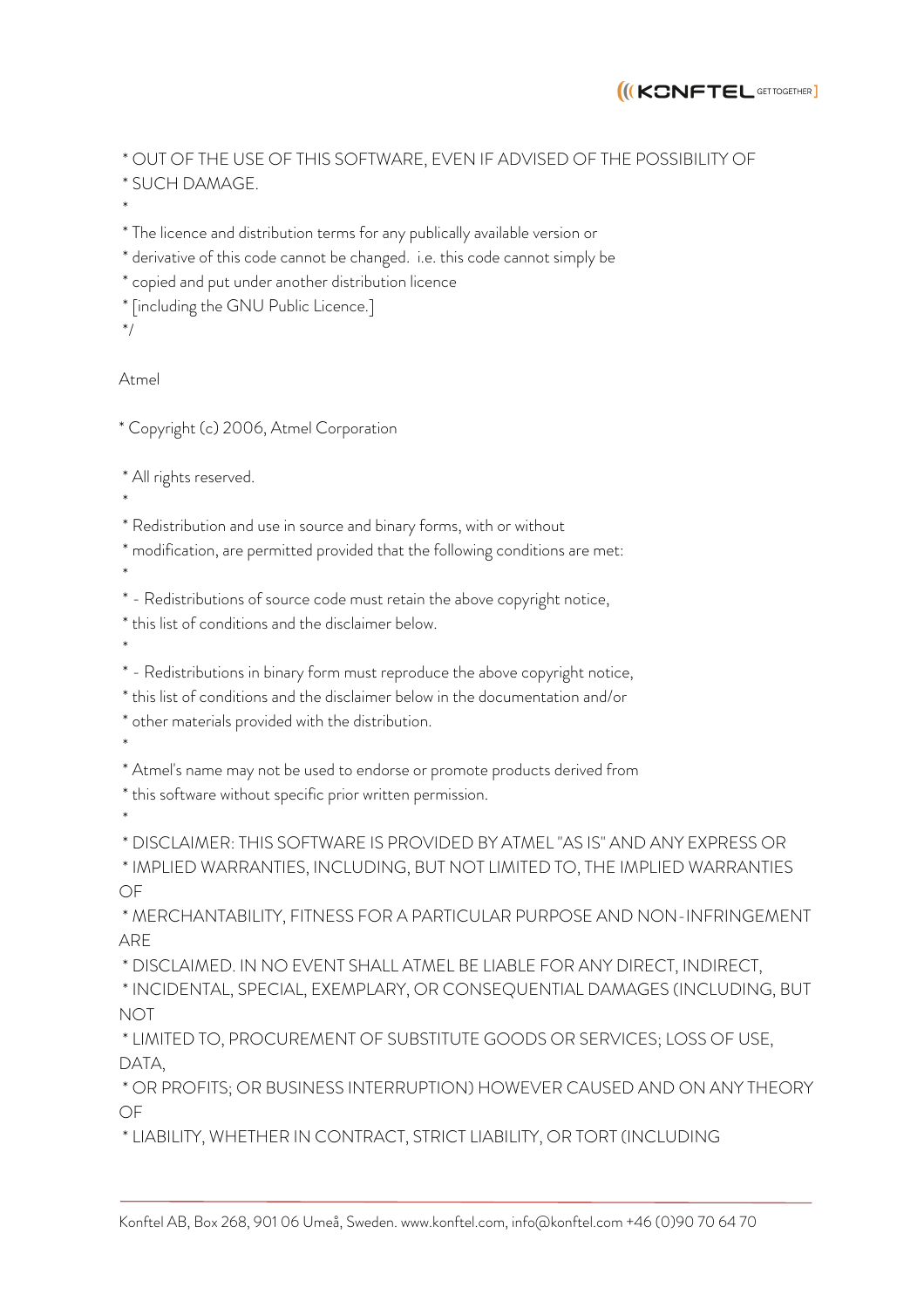* OUT OF THE USE OF THIS SOFTWARE, EVEN IF ADVISED OF THE POSSIBILITY OF
* SUCH DAMAGE.
*
* The licence and distribution terms for any publically available version or
* derivative of this code cannot be changed. i.e. this code cannot simply be
* copied and put under another distribution licence
* [including the GNU Public Licence.]
*/

Atmel

* Copyright (c) 2006, Atmel Corporation

* All rights reserved.
*
* Redistribution and use in source and binary forms, with or without
* modification, are permitted provided that the following conditions are met:
*
* - Redistributions of source code must retain the above copyright notice,
* this list of conditions and the disclaimer below.
*
* - Redistributions in binary form must reproduce the above copyright notice,
* this list of conditions and the disclaimer below in the documentation and/or
* other materials provided with the distribution.
*
* Atmel's name may not be used to endorse or promote products derived from
* this software without specific prior written permission.
*
* DISCLAIMER: THIS SOFTWARE IS PROVIDED BY ATMEL "AS IS" AND ANY EXPRESS OR
* IMPLIED WARRANTIES, INCLUDING, BUT NOT LIMITED TO, THE IMPLIED WARRANTIES OF
* MERCHANTABILITY, FITNESS FOR A PARTICULAR PURPOSE AND NON-INFRINGEMENT ARE
* DISCLAIMED. IN NO EVENT SHALL ATMEL BE LIABLE FOR ANY DIRECT, INDIRECT,
* INCIDENTAL, SPECIAL, EXEMPLARY, OR CONSEQUENTIAL DAMAGES (INCLUDING, BUT NOT
* LIMITED TO, PROCUREMENT OF SUBSTITUTE GOODS OR SERVICES; LOSS OF USE, DATA,
* OR PROFITS; OR BUSINESS INTERRUPTION) HOWEVER CAUSED AND ON ANY THEORY OF
* LIABILITY, WHETHER IN CONTRACT, STRICT LIABILITY, OR TORT (INCLUDING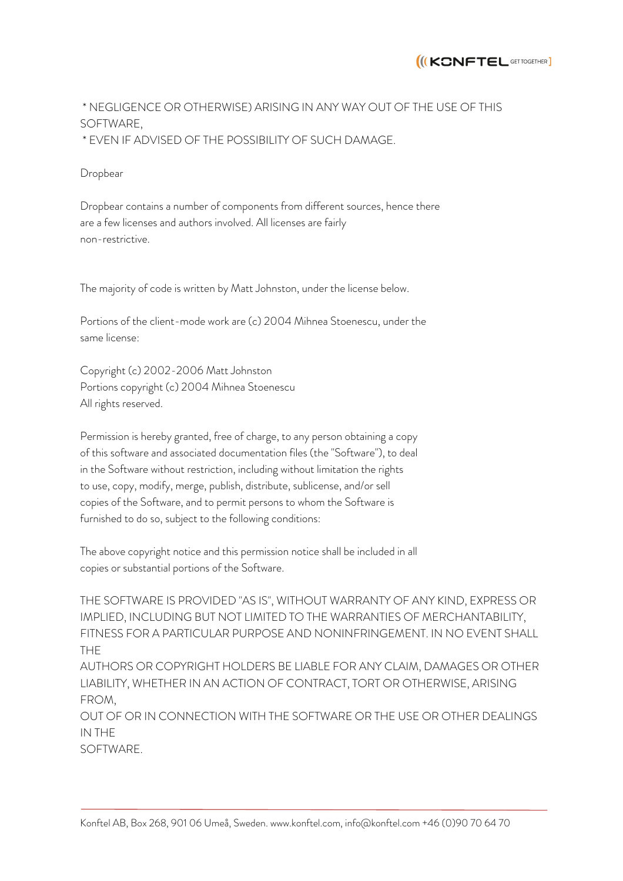* NEGLIGENCE OR OTHERWISE) ARISING IN ANY WAY OUT OF THE USE OF THIS SOFTWARE,
 * EVEN IF ADVISED OF THE POSSIBILITY OF SUCH DAMAGE.

Dropbear

Dropbear contains a number of components from different sources, hence there are a few licenses and authors involved. All licenses are fairly non-restrictive.

The majority of code is written by Matt Johnston, under the license below.

Portions of the client-mode work are (c) 2004 Mihnea Stoenescu, under the same license:

Copyright (c) 2002-2006 Matt Johnston
Portions copyright (c) 2004 Mihnea Stoenescu
All rights reserved.

Permission is hereby granted, free of charge, to any person obtaining a copy of this software and associated documentation files (the "Software"), to deal in the Software without restriction, including without limitation the rights to use, copy, modify, merge, publish, distribute, sublicense, and/or sell copies of the Software, and to permit persons to whom the Software is furnished to do so, subject to the following conditions:

The above copyright notice and this permission notice shall be included in all copies or substantial portions of the Software.

THE SOFTWARE IS PROVIDED "AS IS", WITHOUT WARRANTY OF ANY KIND, EXPRESS OR IMPLIED, INCLUDING BUT NOT LIMITED TO THE WARRANTIES OF MERCHANTABILITY, FITNESS FOR A PARTICULAR PURPOSE AND NONINFRINGEMENT. IN NO EVENT SHALL THE
AUTHORS OR COPYRIGHT HOLDERS BE LIABLE FOR ANY CLAIM, DAMAGES OR OTHER LIABILITY, WHETHER IN AN ACTION OF CONTRACT, TORT OR OTHERWISE, ARISING FROM,
OUT OF OR IN CONNECTION WITH THE SOFTWARE OR THE USE OR OTHER DEALINGS IN THE
SOFTWARE.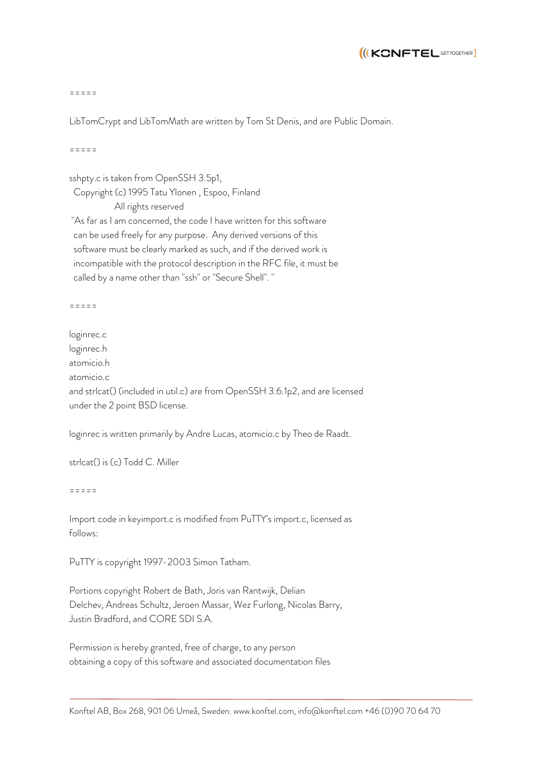=====

LibTomCrypt and LibTomMath are written by Tom St Denis, and are Public Domain.

=====

sshpty.c is taken from OpenSSH 3.5p1,
  Copyright (c) 1995 Tatu Ylonen , Espoo, Finland
                All rights reserved
 "As far as I am concerned, the code I have written for this software
  can be used freely for any purpose.  Any derived versions of this
  software must be clearly marked as such, and if the derived work is
  incompatible with the protocol description in the RFC file, it must be
  called by a name other than "ssh" or "Secure Shell". "

=====

loginrec.c
loginrec.h
atomicio.h
atomicio.c
and strlcat() (included in util.c) are from OpenSSH 3.6.1p2, and are licensed under the 2 point BSD license.

loginrec is written primarily by Andre Lucas, atomicio.c by Theo de Raadt.

strlcat() is (c) Todd C. Miller

=====

Import code in keyimport.c is modified from PuTTY's import.c, licensed as follows:

PuTTY is copyright 1997-2003 Simon Tatham.

Portions copyright Robert de Bath, Joris van Rantwijk, Delian Delchev, Andreas Schultz, Jeroen Massar, Wez Furlong, Nicolas Barry, Justin Bradford, and CORE SDI S.A.

Permission is hereby granted, free of charge, to any person obtaining a copy of this software and associated documentation files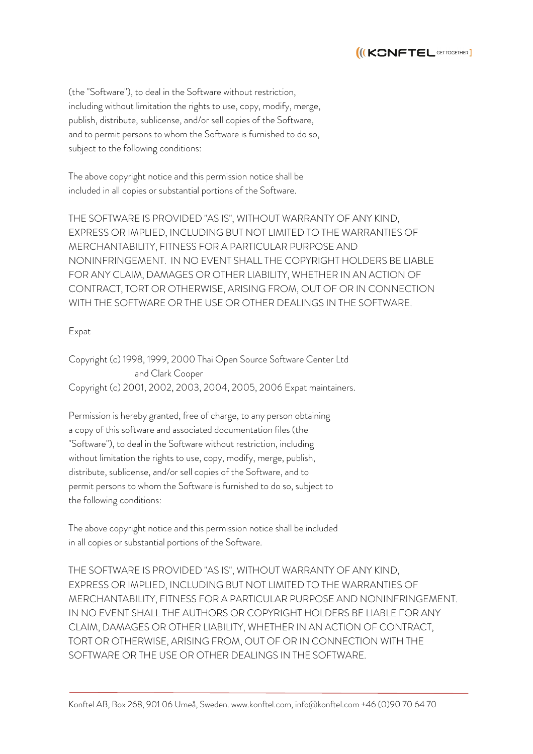(the "Software"), to deal in the Software without restriction,
including without limitation the rights to use, copy, modify, merge,
publish, distribute, sublicense, and/or sell copies of the Software,
and to permit persons to whom the Software is furnished to do so,
subject to the following conditions:

The above copyright notice and this permission notice shall be
included in all copies or substantial portions of the Software.

THE SOFTWARE IS PROVIDED "AS IS", WITHOUT WARRANTY OF ANY KIND,
EXPRESS OR IMPLIED, INCLUDING BUT NOT LIMITED TO THE WARRANTIES OF
MERCHANTABILITY, FITNESS FOR A PARTICULAR PURPOSE AND
NONINFRINGEMENT. IN NO EVENT SHALL THE COPYRIGHT HOLDERS BE LIABLE
FOR ANY CLAIM, DAMAGES OR OTHER LIABILITY, WHETHER IN AN ACTION OF
CONTRACT, TORT OR OTHERWISE, ARISING FROM, OUT OF OR IN CONNECTION
WITH THE SOFTWARE OR THE USE OR OTHER DEALINGS IN THE SOFTWARE.

Expat

Copyright (c) 1998, 1999, 2000 Thai Open Source Software Center Ltd
and Clark Cooper
Copyright (c) 2001, 2002, 2003, 2004, 2005, 2006 Expat maintainers.

Permission is hereby granted, free of charge, to any person obtaining
a copy of this software and associated documentation files (the
"Software"), to deal in the Software without restriction, including
without limitation the rights to use, copy, modify, merge, publish,
distribute, sublicense, and/or sell copies of the Software, and to
permit persons to whom the Software is furnished to do so, subject to
the following conditions:

The above copyright notice and this permission notice shall be included
in all copies or substantial portions of the Software.

THE SOFTWARE IS PROVIDED "AS IS", WITHOUT WARRANTY OF ANY KIND,
EXPRESS OR IMPLIED, INCLUDING BUT NOT LIMITED TO THE WARRANTIES OF
MERCHANTABILITY, FITNESS FOR A PARTICULAR PURPOSE AND NONINFRINGEMENT.
IN NO EVENT SHALL THE AUTHORS OR COPYRIGHT HOLDERS BE LIABLE FOR ANY
CLAIM, DAMAGES OR OTHER LIABILITY, WHETHER IN AN ACTION OF CONTRACT,
TORT OR OTHERWISE, ARISING FROM, OUT OF OR IN CONNECTION WITH THE
SOFTWARE OR THE USE OR OTHER DEALINGS IN THE SOFTWARE.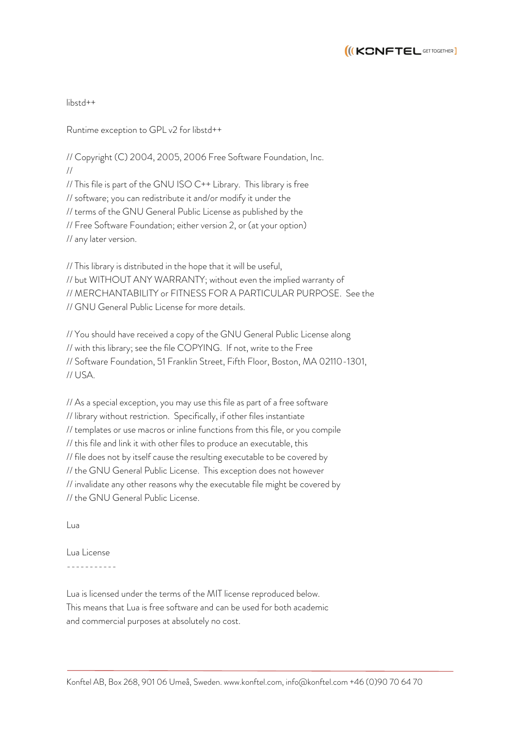libstd++

Runtime exception to GPL v2 for libstd++

// Copyright (C) 2004, 2005, 2006 Free Software Foundation, Inc.
//
// This file is part of the GNU ISO C++ Library. This library is free
// software; you can redistribute it and/or modify it under the
// terms of the GNU General Public License as published by the
// Free Software Foundation; either version 2, or (at your option)
// any later version.

// This library is distributed in the hope that it will be useful,
// but WITHOUT ANY WARRANTY; without even the implied warranty of
// MERCHANTABILITY or FITNESS FOR A PARTICULAR PURPOSE. See the
// GNU General Public License for more details.

// You should have received a copy of the GNU General Public License along
// with this library; see the file COPYING. If not, write to the Free
// Software Foundation, 51 Franklin Street, Fifth Floor, Boston, MA 02110-1301,
// USA.

// As a special exception, you may use this file as part of a free software
// library without restriction. Specifically, if other files instantiate
// templates or use macros or inline functions from this file, or you compile
// this file and link it with other files to produce an executable, this
// file does not by itself cause the resulting executable to be covered by
// the GNU General Public License. This exception does not however
// invalidate any other reasons why the executable file might be covered by
// the GNU General Public License.

Lua

Lua License
-----------

Lua is licensed under the terms of the MIT license reproduced below.
This means that Lua is free software and can be used for both academic
and commercial purposes at absolutely no cost.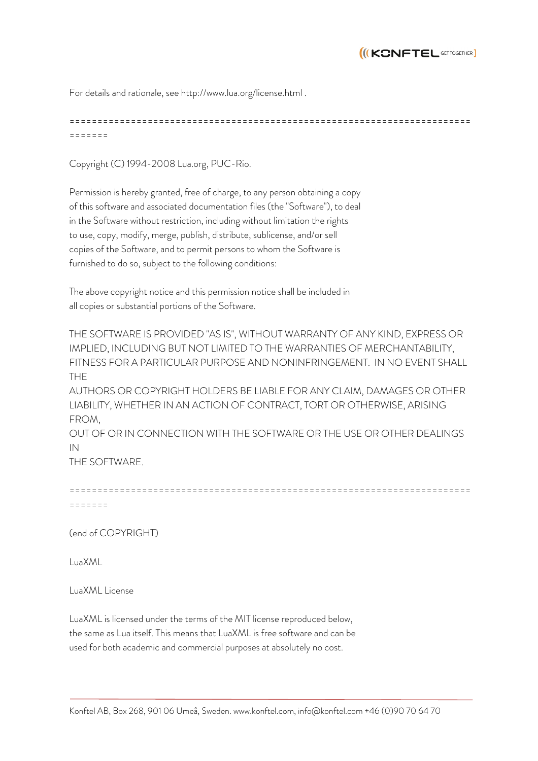For details and rationale, see http://www.lua.org/license.html .

==============================================================================

Copyright (C) 1994-2008 Lua.org, PUC-Rio.

Permission is hereby granted, free of charge, to any person obtaining a copy
of this software and associated documentation files (the "Software"), to deal
in the Software without restriction, including without limitation the rights
to use, copy, modify, merge, publish, distribute, sublicense, and/or sell
copies of the Software, and to permit persons to whom the Software is
furnished to do so, subject to the following conditions:

The above copyright notice and this permission notice shall be included in
all copies or substantial portions of the Software.

THE SOFTWARE IS PROVIDED "AS IS", WITHOUT WARRANTY OF ANY KIND, EXPRESS OR
IMPLIED, INCLUDING BUT NOT LIMITED TO THE WARRANTIES OF MERCHANTABILITY,
FITNESS FOR A PARTICULAR PURPOSE AND NONINFRINGEMENT. IN NO EVENT SHALL THE
AUTHORS OR COPYRIGHT HOLDERS BE LIABLE FOR ANY CLAIM, DAMAGES OR OTHER
LIABILITY, WHETHER IN AN ACTION OF CONTRACT, TORT OR OTHERWISE, ARISING FROM,
OUT OF OR IN CONNECTION WITH THE SOFTWARE OR THE USE OR OTHER DEALINGS IN
THE SOFTWARE.

==============================================================================

(end of COPYRIGHT)

LuaXML

LuaXML License

LuaXML is licensed under the terms of the MIT license reproduced below,
the same as Lua itself. This means that LuaXML is free software and can be
used for both academic and commercial purposes at absolutely no cost.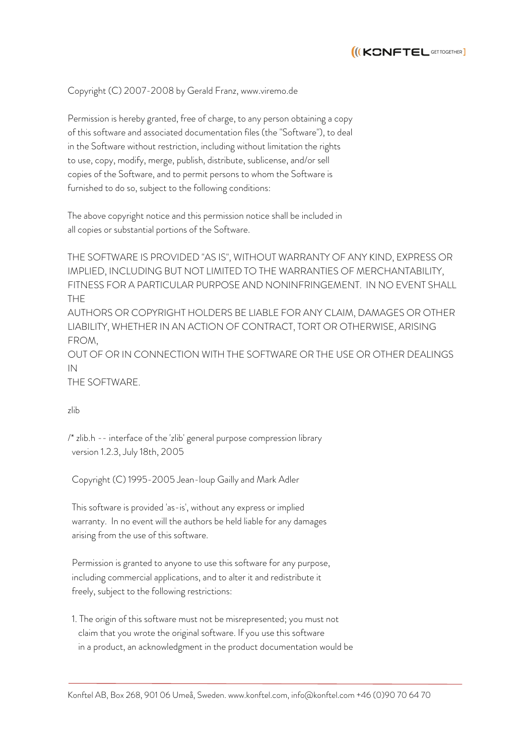Copyright (C) 2007-2008 by Gerald Franz, www.viremo.de

Permission is hereby granted, free of charge, to any person obtaining a copy
of this software and associated documentation files (the "Software"), to deal
in the Software without restriction, including without limitation the rights
to use, copy, modify, merge, publish, distribute, sublicense, and/or sell
copies of the Software, and to permit persons to whom the Software is
furnished to do so, subject to the following conditions:

The above copyright notice and this permission notice shall be included in
all copies or substantial portions of the Software.

THE SOFTWARE IS PROVIDED "AS IS", WITHOUT WARRANTY OF ANY KIND, EXPRESS OR
IMPLIED, INCLUDING BUT NOT LIMITED TO THE WARRANTIES OF MERCHANTABILITY,
FITNESS FOR A PARTICULAR PURPOSE AND NONINFRINGEMENT. IN NO EVENT SHALL THE
AUTHORS OR COPYRIGHT HOLDERS BE LIABLE FOR ANY CLAIM, DAMAGES OR OTHER
LIABILITY, WHETHER IN AN ACTION OF CONTRACT, TORT OR OTHERWISE, ARISING FROM,
OUT OF OR IN CONNECTION WITH THE SOFTWARE OR THE USE OR OTHER DEALINGS IN
THE SOFTWARE.

zlib

/* zlib.h -- interface of the 'zlib' general purpose compression library
version 1.2.3, July 18th, 2005

Copyright (C) 1995-2005 Jean-loup Gailly and Mark Adler

This software is provided 'as-is', without any express or implied
warranty. In no event will the authors be held liable for any damages
arising from the use of this software.

Permission is granted to anyone to use this software for any purpose,
including commercial applications, and to alter it and redistribute it
freely, subject to the following restrictions:

1. The origin of this software must not be misrepresented; you must not
claim that you wrote the original software. If you use this software
in a product, an acknowledgment in the product documentation would be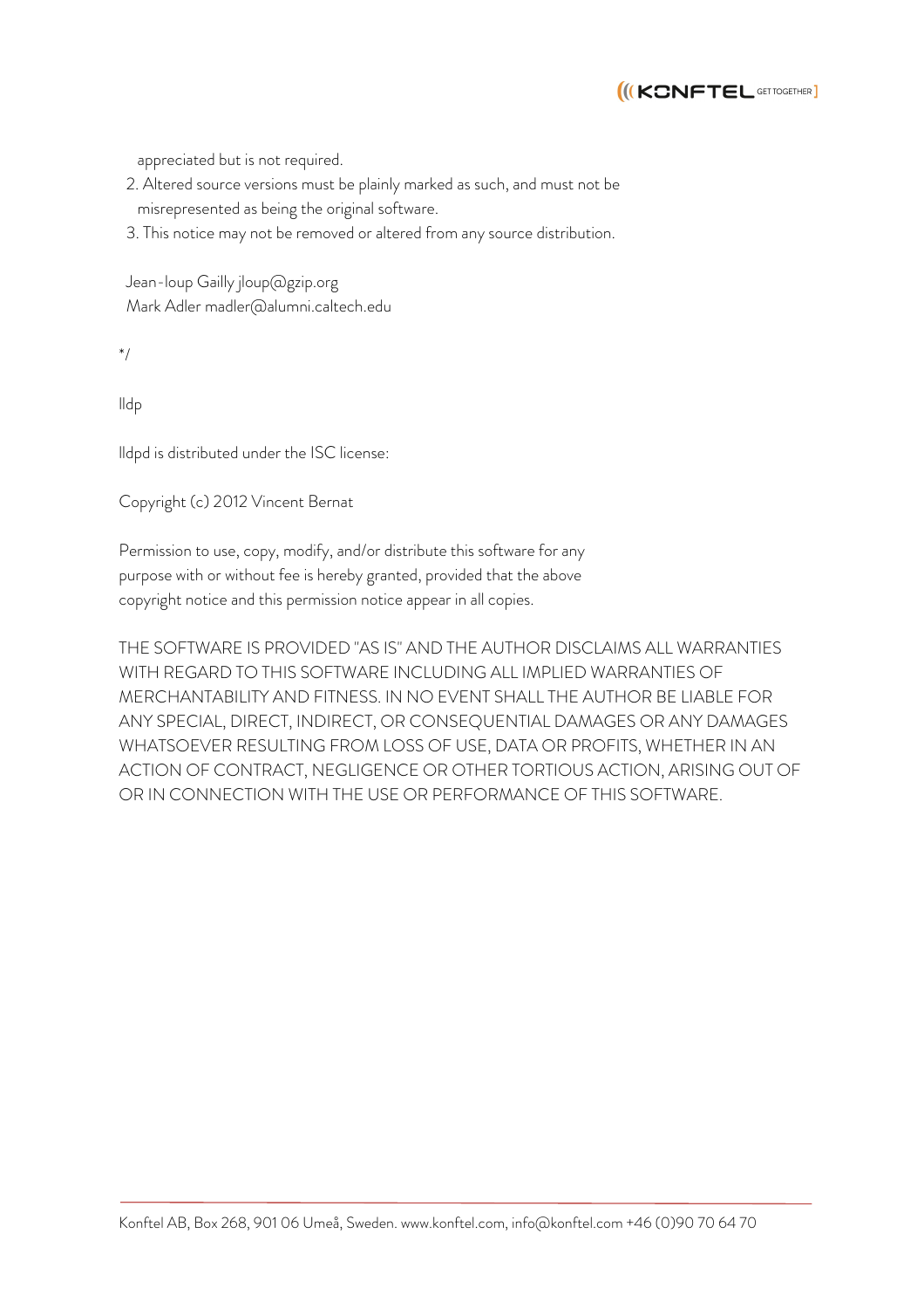appreciated but is not required.
2. Altered source versions must be plainly marked as such, and must not be misrepresented as being the original software.
3. This notice may not be removed or altered from any source distribution.

Jean-loup Gailly jloup@gzip.org
Mark Adler madler@alumni.caltech.edu

*/

lldp

lldpd is distributed under the ISC license:

Copyright (c) 2012 Vincent Bernat

Permission to use, copy, modify, and/or distribute this software for any purpose with or without fee is hereby granted, provided that the above copyright notice and this permission notice appear in all copies.

THE SOFTWARE IS PROVIDED "AS IS" AND THE AUTHOR DISCLAIMS ALL WARRANTIES WITH REGARD TO THIS SOFTWARE INCLUDING ALL IMPLIED WARRANTIES OF MERCHANTABILITY AND FITNESS. IN NO EVENT SHALL THE AUTHOR BE LIABLE FOR ANY SPECIAL, DIRECT, INDIRECT, OR CONSEQUENTIAL DAMAGES OR ANY DAMAGES WHATSOEVER RESULTING FROM LOSS OF USE, DATA OR PROFITS, WHETHER IN AN ACTION OF CONTRACT, NEGLIGENCE OR OTHER TORTIOUS ACTION, ARISING OUT OF OR IN CONNECTION WITH THE USE OR PERFORMANCE OF THIS SOFTWARE.